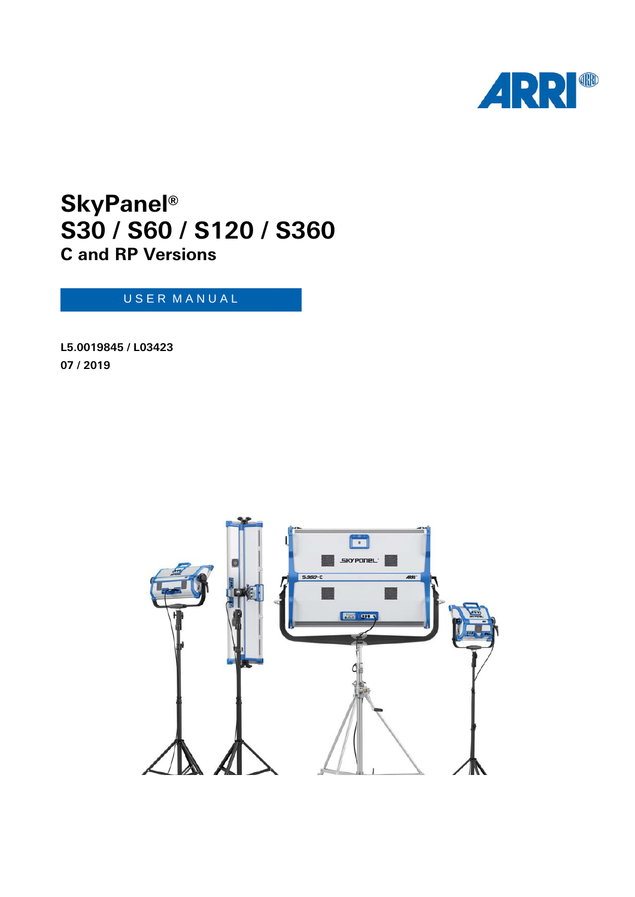# SkyPanel®
# S30 / S60 / S120 / S360
## C and RP Versions

USER MANUAL

**L5.0019845 / L03423**
**07 / 2019**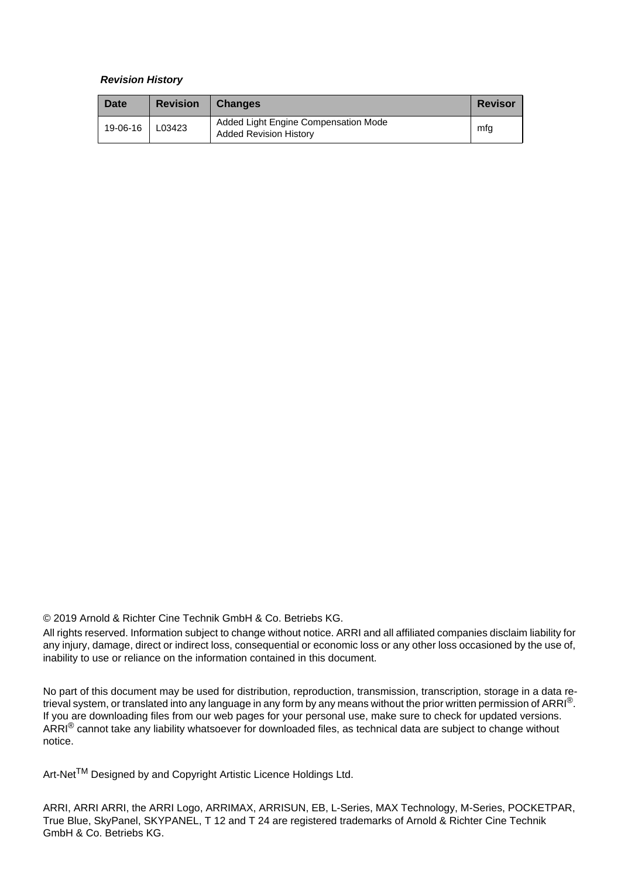***Revision History***

| Date | Revision | Changes | Revisor |
|---|---|---|---|
| 19-06-16 | L03423 | Added Light Engine Compensation Mode<br>Added Revision History | mfg |

© 2019 Arnold & Richter Cine Technik GmbH & Co. Betriebs KG.

All rights reserved. Information subject to change without notice. ARRI and all affiliated companies disclaim liability for any injury, damage, direct or indirect loss, consequential or economic loss or any other loss occasioned by the use of, inability to use or reliance on the information contained in this document.

No part of this document may be used for distribution, reproduction, transmission, transcription, storage in a data retrieval system, or translated into any language in any form by any means without the prior written permission of ARRI®. If you are downloading files from our web pages for your personal use, make sure to check for updated versions. ARRI® cannot take any liability whatsoever for downloaded files, as technical data are subject to change without notice.

Art-Net™ Designed by and Copyright Artistic Licence Holdings Ltd.

ARRI, ARRI ARRI, the ARRI Logo, ARRIMAX, ARRISUN, EB, L-Series, MAX Technology, M-Series, POCKETPAR, True Blue, SkyPanel, SKYPANEL, T 12 and T 24 are registered trademarks of Arnold & Richter Cine Technik GmbH & Co. Betriebs KG.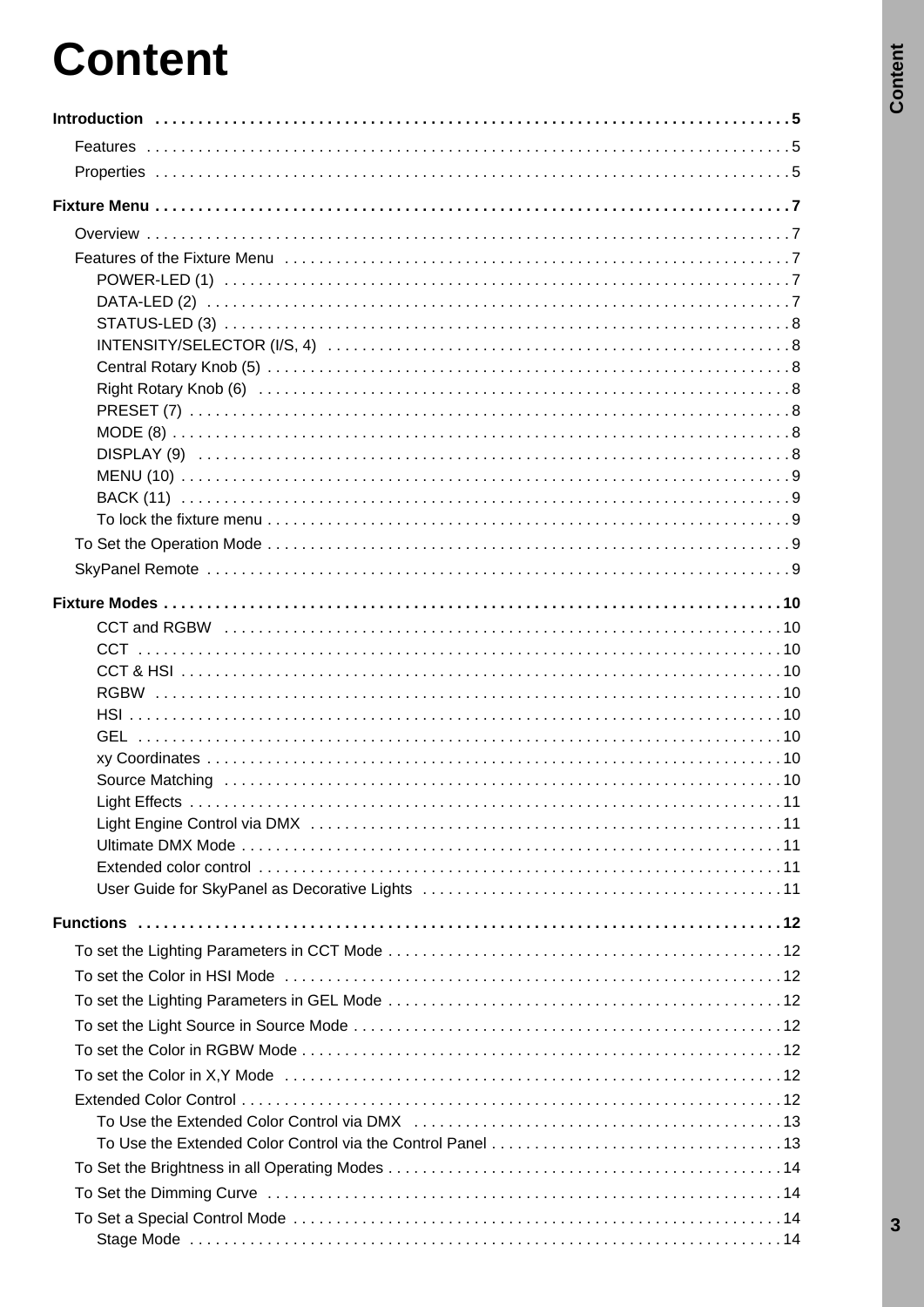# Content

**Introduction . . . . . . . . . . . . . . . . . . . . . . . . . . . . . . . . . . . . . . . . . . . . . . . . . . . . . . . . . . . . . . . . . . 5**

- Features . . . . . . . . . . . . . . . . . . . . . . . . . . . . . . . . . . . . . . . . . . . . . . . . . . . . . . . . . . . . . . . . . . 5
- Properties . . . . . . . . . . . . . . . . . . . . . . . . . . . . . . . . . . . . . . . . . . . . . . . . . . . . . . . . . . . . . . . . . 5

**Fixture Menu . . . . . . . . . . . . . . . . . . . . . . . . . . . . . . . . . . . . . . . . . . . . . . . . . . . . . . . . . . . . . . . 7**

- Overview . . . . . . . . . . . . . . . . . . . . . . . . . . . . . . . . . . . . . . . . . . . . . . . . . . . . . . . . . . . . . . . . . . 7
- Features of the Fixture Menu . . . . . . . . . . . . . . . . . . . . . . . . . . . . . . . . . . . . . . . . . . . . . . . . . . 7
  - POWER-LED (1) . . . . . . . . . . . . . . . . . . . . . . . . . . . . . . . . . . . . . . . . . . . . . . . . . . . . . . . . . 7
  - DATA-LED (2) . . . . . . . . . . . . . . . . . . . . . . . . . . . . . . . . . . . . . . . . . . . . . . . . . . . . . . . . . . . 7
  - STATUS-LED (3) . . . . . . . . . . . . . . . . . . . . . . . . . . . . . . . . . . . . . . . . . . . . . . . . . . . . . . . . . 8
  - INTENSITY/SELECTOR (I/S, 4) . . . . . . . . . . . . . . . . . . . . . . . . . . . . . . . . . . . . . . . . . . . . . 8
  - Central Rotary Knob (5) . . . . . . . . . . . . . . . . . . . . . . . . . . . . . . . . . . . . . . . . . . . . . . . . . . . 8
  - Right Rotary Knob (6) . . . . . . . . . . . . . . . . . . . . . . . . . . . . . . . . . . . . . . . . . . . . . . . . . . . . 8
  - PRESET (7) . . . . . . . . . . . . . . . . . . . . . . . . . . . . . . . . . . . . . . . . . . . . . . . . . . . . . . . . . . . . 8
  - MODE (8) . . . . . . . . . . . . . . . . . . . . . . . . . . . . . . . . . . . . . . . . . . . . . . . . . . . . . . . . . . . . . . 8
  - DISPLAY (9) . . . . . . . . . . . . . . . . . . . . . . . . . . . . . . . . . . . . . . . . . . . . . . . . . . . . . . . . . . . 8
  - MENU (10) . . . . . . . . . . . . . . . . . . . . . . . . . . . . . . . . . . . . . . . . . . . . . . . . . . . . . . . . . . . . . 9
  - BACK (11) . . . . . . . . . . . . . . . . . . . . . . . . . . . . . . . . . . . . . . . . . . . . . . . . . . . . . . . . . . . . . 9
  - To lock the fixture menu . . . . . . . . . . . . . . . . . . . . . . . . . . . . . . . . . . . . . . . . . . . . . . . . . . 9
- To Set the Operation Mode . . . . . . . . . . . . . . . . . . . . . . . . . . . . . . . . . . . . . . . . . . . . . . . . . . . 9
- SkyPanel Remote . . . . . . . . . . . . . . . . . . . . . . . . . . . . . . . . . . . . . . . . . . . . . . . . . . . . . . . . . . . 9

**Fixture Modes . . . . . . . . . . . . . . . . . . . . . . . . . . . . . . . . . . . . . . . . . . . . . . . . . . . . . . . . . . . . . 10**

- CCT and RGBW . . . . . . . . . . . . . . . . . . . . . . . . . . . . . . . . . . . . . . . . . . . . . . . . . . . . . . . . . . 10
- CCT . . . . . . . . . . . . . . . . . . . . . . . . . . . . . . . . . . . . . . . . . . . . . . . . . . . . . . . . . . . . . . . . . . . 10
- CCT & HSI . . . . . . . . . . . . . . . . . . . . . . . . . . . . . . . . . . . . . . . . . . . . . . . . . . . . . . . . . . . . . . 10
- RGBW . . . . . . . . . . . . . . . . . . . . . . . . . . . . . . . . . . . . . . . . . . . . . . . . . . . . . . . . . . . . . . . . . 10
- HSI . . . . . . . . . . . . . . . . . . . . . . . . . . . . . . . . . . . . . . . . . . . . . . . . . . . . . . . . . . . . . . . . . . . . 10
- GEL . . . . . . . . . . . . . . . . . . . . . . . . . . . . . . . . . . . . . . . . . . . . . . . . . . . . . . . . . . . . . . . . . . . 10
- xy Coordinates . . . . . . . . . . . . . . . . . . . . . . . . . . . . . . . . . . . . . . . . . . . . . . . . . . . . . . . . . . 10
- Source Matching . . . . . . . . . . . . . . . . . . . . . . . . . . . . . . . . . . . . . . . . . . . . . . . . . . . . . . . . . 10
- Light Effects . . . . . . . . . . . . . . . . . . . . . . . . . . . . . . . . . . . . . . . . . . . . . . . . . . . . . . . . . . . . 11
- Light Engine Control via DMX . . . . . . . . . . . . . . . . . . . . . . . . . . . . . . . . . . . . . . . . . . . . . . 11
- Ultimate DMX Mode . . . . . . . . . . . . . . . . . . . . . . . . . . . . . . . . . . . . . . . . . . . . . . . . . . . . . . 11
- Extended color control . . . . . . . . . . . . . . . . . . . . . . . . . . . . . . . . . . . . . . . . . . . . . . . . . . . . 11
- User Guide for SkyPanel as Decorative Lights . . . . . . . . . . . . . . . . . . . . . . . . . . . . . . . . . 11

**Functions . . . . . . . . . . . . . . . . . . . . . . . . . . . . . . . . . . . . . . . . . . . . . . . . . . . . . . . . . . . . . . . . . 12**

- To set the Lighting Parameters in CCT Mode . . . . . . . . . . . . . . . . . . . . . . . . . . . . . . . . . . . . 12
- To set the Color in HSI Mode . . . . . . . . . . . . . . . . . . . . . . . . . . . . . . . . . . . . . . . . . . . . . . . . 12
- To set the Lighting Parameters in GEL Mode . . . . . . . . . . . . . . . . . . . . . . . . . . . . . . . . . . . 12
- To set the Light Source in Source Mode . . . . . . . . . . . . . . . . . . . . . . . . . . . . . . . . . . . . . . . 12
- To set the Color in RGBW Mode . . . . . . . . . . . . . . . . . . . . . . . . . . . . . . . . . . . . . . . . . . . . . 12
- To set the Color in X,Y Mode . . . . . . . . . . . . . . . . . . . . . . . . . . . . . . . . . . . . . . . . . . . . . . . . 12
- Extended Color Control . . . . . . . . . . . . . . . . . . . . . . . . . . . . . . . . . . . . . . . . . . . . . . . . . . . . 12
  - To Use the Extended Color Control via DMX . . . . . . . . . . . . . . . . . . . . . . . . . . . . . . . . . . 13
  - To Use the Extended Color Control via the Control Panel . . . . . . . . . . . . . . . . . . . . . . . . 13
- To Set the Brightness in all Operating Modes . . . . . . . . . . . . . . . . . . . . . . . . . . . . . . . . . . . 14
- To Set the Dimming Curve . . . . . . . . . . . . . . . . . . . . . . . . . . . . . . . . . . . . . . . . . . . . . . . . . . 14
- To Set a Special Control Mode . . . . . . . . . . . . . . . . . . . . . . . . . . . . . . . . . . . . . . . . . . . . . . . 14
  - Stage Mode . . . . . . . . . . . . . . . . . . . . . . . . . . . . . . . . . . . . . . . . . . . . . . . . . . . . . . . . . . . . 14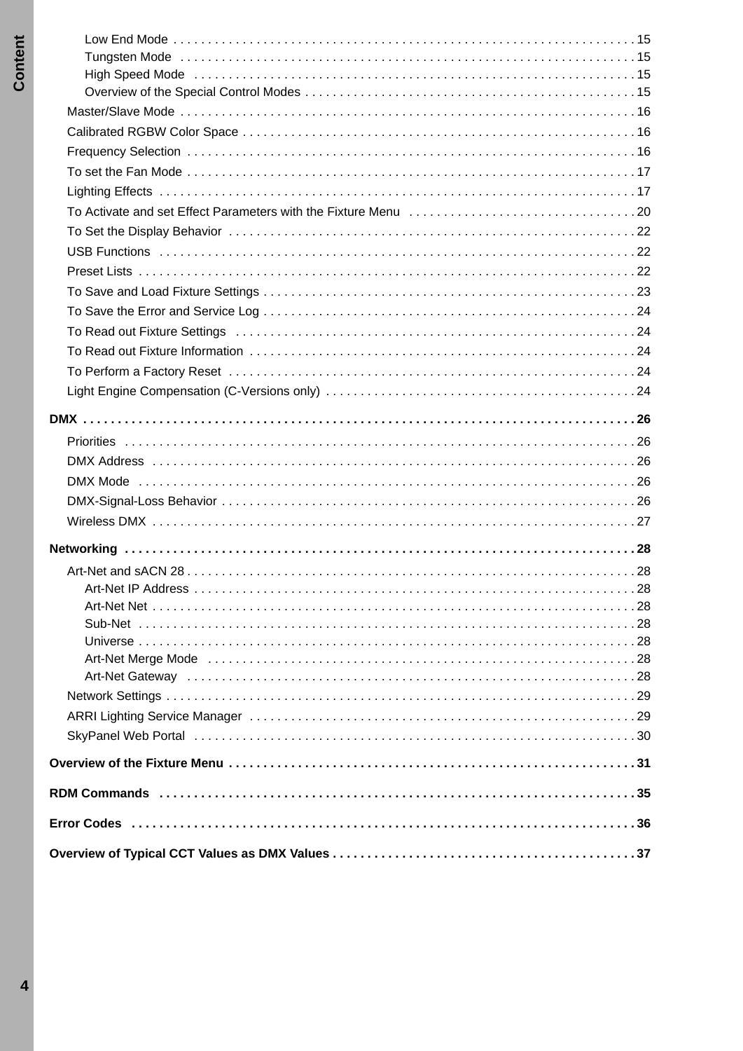- Low End Mode ..... 15
- Tungsten Mode ..... 15
- High Speed Mode ..... 15
- Overview of the Special Control Modes ..... 15

Master/Slave Mode ..... 16

Calibrated RGBW Color Space ..... 16

Frequency Selection ..... 16

To set the Fan Mode ..... 17

Lighting Effects ..... 17

To Activate and set Effect Parameters with the Fixture Menu ..... 20

To Set the Display Behavior ..... 22

USB Functions ..... 22

Preset Lists ..... 22

To Save and Load Fixture Settings ..... 23

To Save the Error and Service Log ..... 24

To Read out Fixture Settings ..... 24

To Read out Fixture Information ..... 24

To Perform a Factory Reset ..... 24

Light Engine Compensation (C-Versions only) ..... 24

**DMX ..... 26**

Priorities ..... 26

DMX Address ..... 26

DMX Mode ..... 26

DMX-Signal-Loss Behavior ..... 26

Wireless DMX ..... 27

**Networking ..... 28**

Art-Net and sACN 28 ..... 28

- Art-Net IP Address ..... 28
- Art-Net Net ..... 28
- Sub-Net ..... 28
- Universe ..... 28
- Art-Net Merge Mode ..... 28
- Art-Net Gateway ..... 28

Network Settings ..... 29

ARRI Lighting Service Manager ..... 29

SkyPanel Web Portal ..... 30

**Overview of the Fixture Menu ..... 31**

**RDM Commands ..... 35**

**Error Codes ..... 36**

**Overview of Typical CCT Values as DMX Values ..... 37**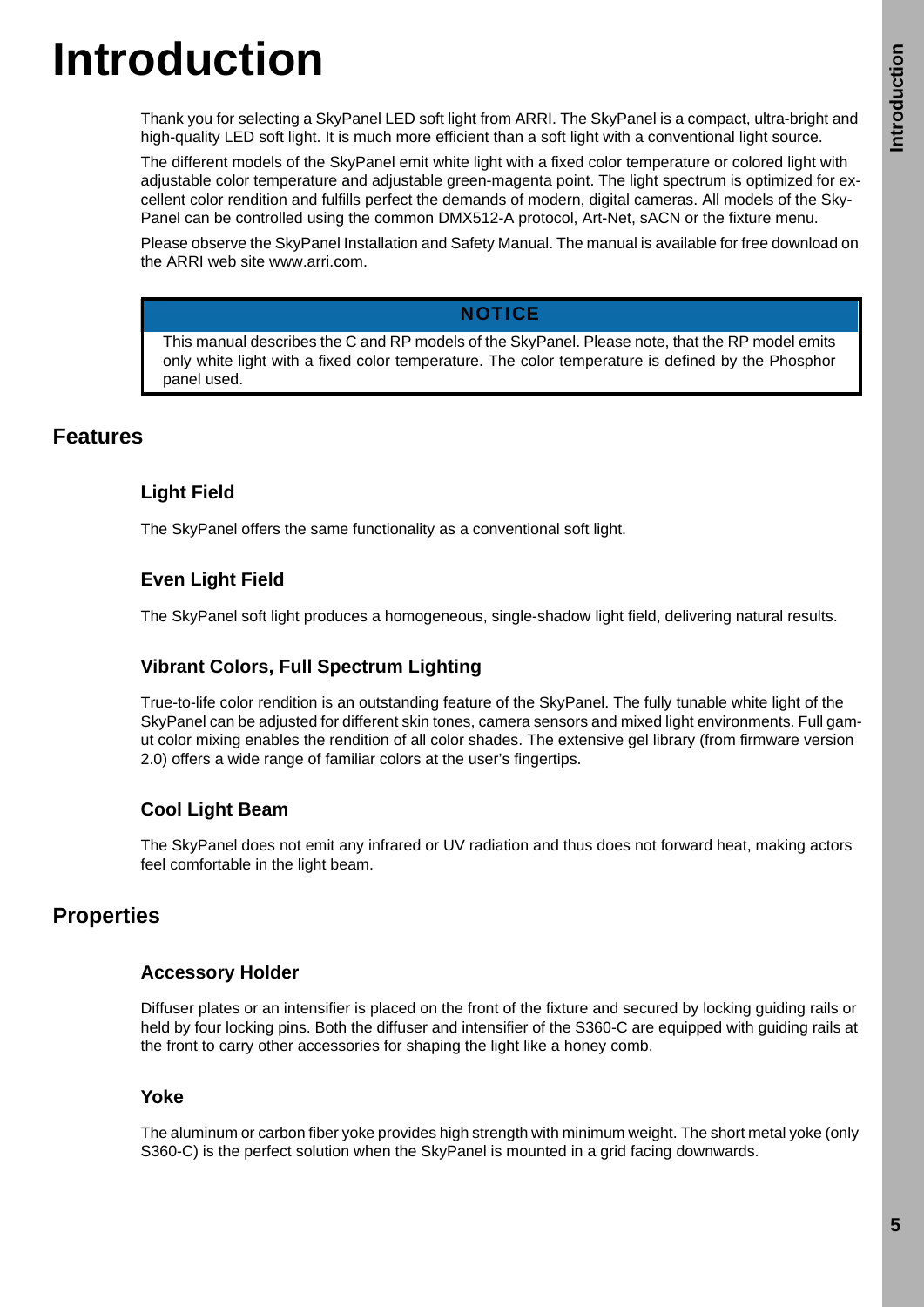# Introduction

Thank you for selecting a SkyPanel LED soft light from ARRI. The SkyPanel is a compact, ultra-bright and high-quality LED soft light. It is much more efficient than a soft light with a conventional light source.

The different models of the SkyPanel emit white light with a fixed color temperature or colored light with adjustable color temperature and adjustable green-magenta point. The light spectrum is optimized for excellent color rendition and fulfills perfect the demands of modern, digital cameras. All models of the SkyPanel can be controlled using the common DMX512-A protocol, Art-Net, sACN or the fixture menu.

Please observe the SkyPanel Installation and Safety Manual. The manual is available for free download on the ARRI web site www.arri.com.

> **NOTICE**
>
> This manual describes the C and RP models of the SkyPanel. Please note, that the RP model emits only white light with a fixed color temperature. The color temperature is defined by the Phosphor panel used.

## Features

### Light Field

The SkyPanel offers the same functionality as a conventional soft light.

### Even Light Field

The SkyPanel soft light produces a homogeneous, single-shadow light field, delivering natural results.

### Vibrant Colors, Full Spectrum Lighting

True-to-life color rendition is an outstanding feature of the SkyPanel. The fully tunable white light of the SkyPanel can be adjusted for different skin tones, camera sensors and mixed light environments. Full gamut color mixing enables the rendition of all color shades. The extensive gel library (from firmware version 2.0) offers a wide range of familiar colors at the user's fingertips.

### Cool Light Beam

The SkyPanel does not emit any infrared or UV radiation and thus does not forward heat, making actors feel comfortable in the light beam.

## Properties

### Accessory Holder

Diffuser plates or an intensifier is placed on the front of the fixture and secured by locking guiding rails or held by four locking pins. Both the diffuser and intensifier of the S360-C are equipped with guiding rails at the front to carry other accessories for shaping the light like a honey comb.

### Yoke

The aluminum or carbon fiber yoke provides high strength with minimum weight. The short metal yoke (only S360-C) is the perfect solution when the SkyPanel is mounted in a grid facing downwards.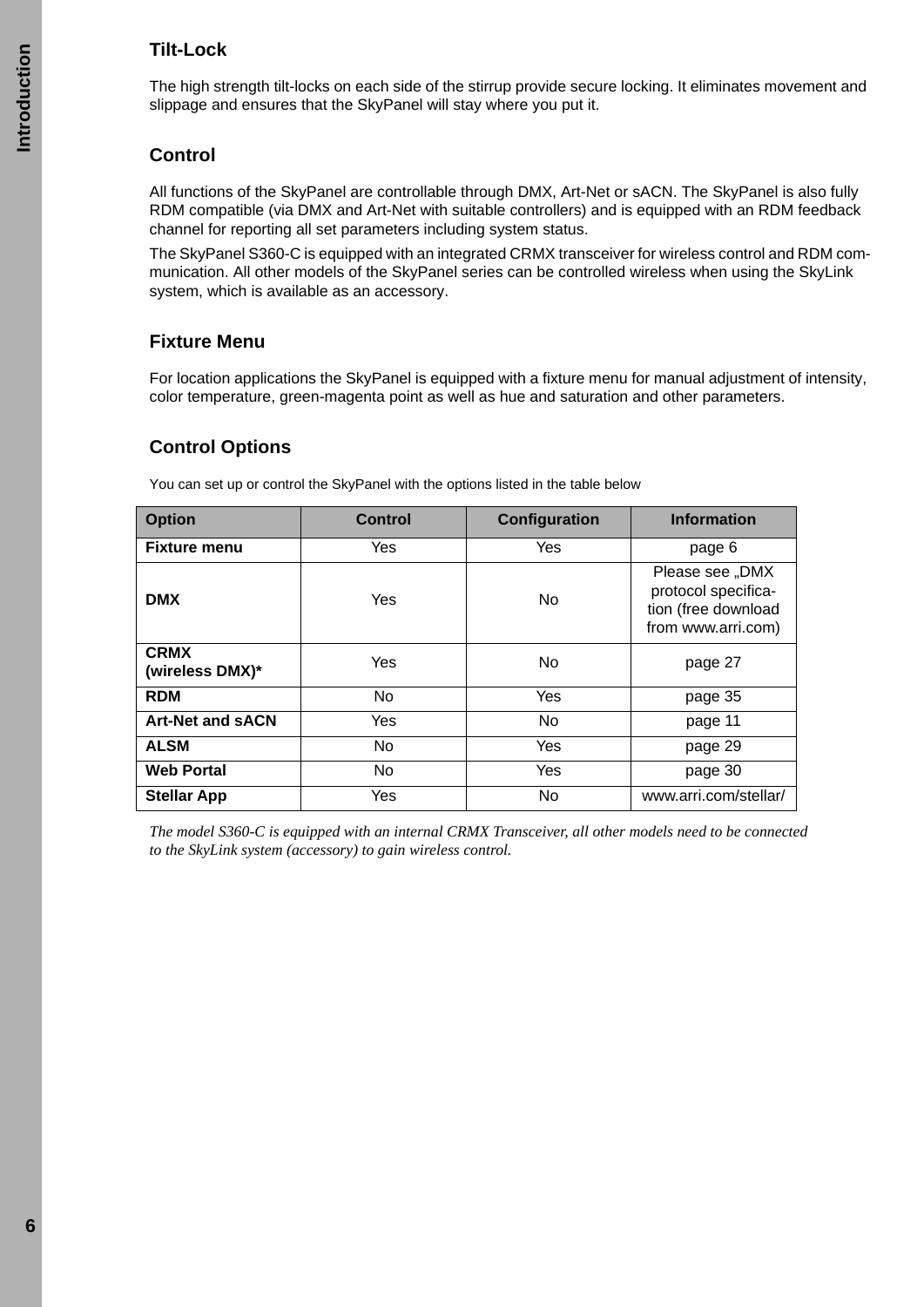### Tilt-Lock

The high strength tilt-locks on each side of the stirrup provide secure locking. It eliminates movement and slippage and ensures that the SkyPanel will stay where you put it.

### Control

All functions of the SkyPanel are controllable through DMX, Art-Net or sACN. The SkyPanel is also fully RDM compatible (via DMX and Art-Net with suitable controllers) and is equipped with an RDM feedback channel for reporting all set parameters including system status.

The SkyPanel S360-C is equipped with an integrated CRMX transceiver for wireless control and RDM communication. All other models of the SkyPanel series can be controlled wireless when using the SkyLink system, which is available as an accessory.

### Fixture Menu

For location applications the SkyPanel is equipped with a fixture menu for manual adjustment of intensity, color temperature, green-magenta point as well as hue and saturation and other parameters.

### Control Options

You can set up or control the SkyPanel with the options listed in the table below

| Option | Control | Configuration | Information |
|---|---|---|---|
| **Fixture menu** | Yes | Yes | page 6 |
| **DMX** | Yes | No | Please see „DMX protocol specification (free download from www.arri.com) |
| **CRMX (wireless DMX)*** | Yes | No | page 27 |
| **RDM** | No | Yes | page 35 |
| **Art-Net and sACN** | Yes | No | page 11 |
| **ALSM** | No | Yes | page 29 |
| **Web Portal** | No | Yes | page 30 |
| **Stellar App** | Yes | No | www.arri.com/stellar/ |

*The model S360-C is equipped with an internal CRMX Transceiver, all other models need to be connected to the SkyLink system (accessory) to gain wireless control.*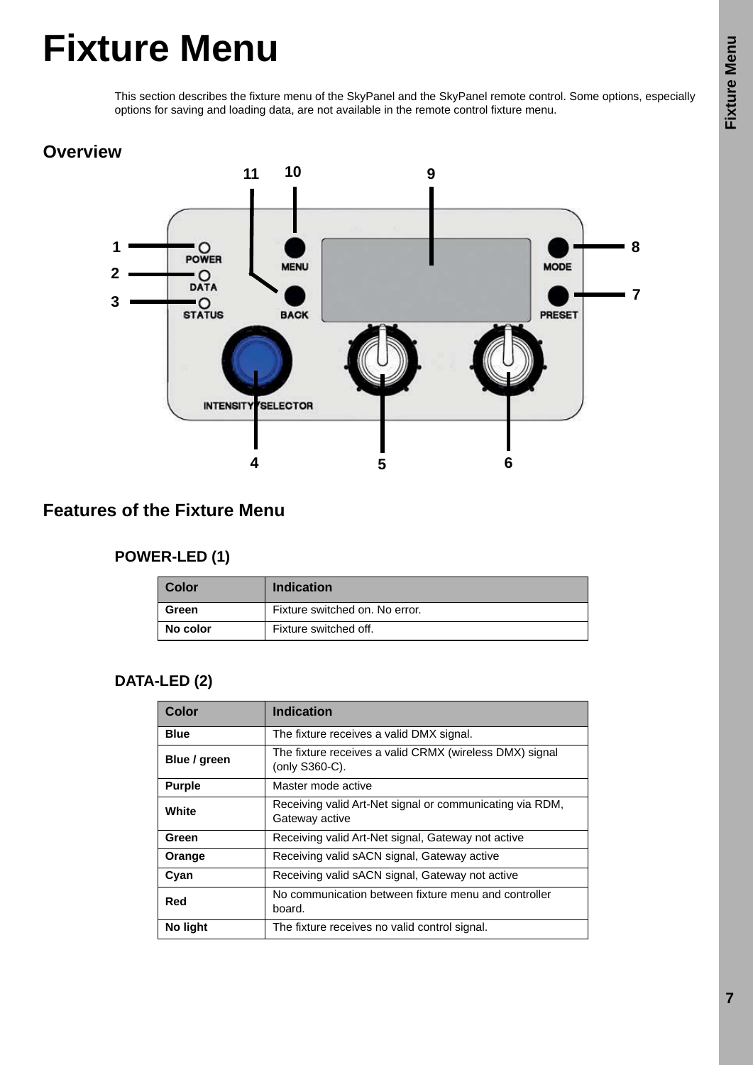# Fixture Menu

This section describes the fixture menu of the SkyPanel and the SkyPanel remote control. Some options, especially options for saving and loading data, are not available in the remote control fixture menu.

## Overview

## Features of the Fixture Menu

### POWER-LED (1)

| Color | Indication |
|---|---|
| **Green** | Fixture switched on. No error. |
| **No color** | Fixture switched off. |

### DATA-LED (2)

| Color | Indication |
|---|---|
| **Blue** | The fixture receives a valid DMX signal. |
| **Blue / green** | The fixture receives a valid CRMX (wireless DMX) signal (only S360-C). |
| **Purple** | Master mode active |
| **White** | Receiving valid Art-Net signal or communicating via RDM, Gateway active |
| **Green** | Receiving valid Art-Net signal, Gateway not active |
| **Orange** | Receiving valid sACN signal, Gateway active |
| **Cyan** | Receiving valid sACN signal, Gateway not active |
| **Red** | No communication between fixture menu and controller board. |
| **No light** | The fixture receives no valid control signal. |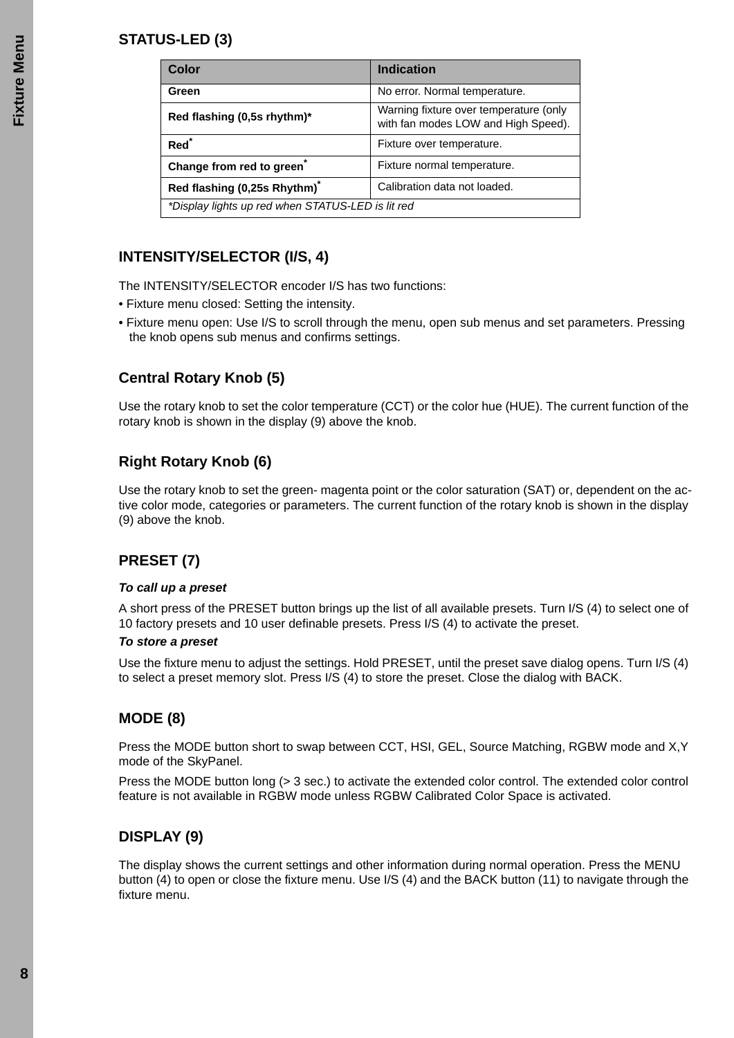## STATUS-LED (3)

| Color | Indication |
|---|---|
| **Green** | No error. Normal temperature. |
| **Red flashing (0,5s rhythm)*** | Warning fixture over temperature (only with fan modes LOW and High Speed). |
| **Red*** | Fixture over temperature. |
| **Change from red to green*** | Fixture normal temperature. |
| **Red flashing (0,25s Rhythm)*** | Calibration data not loaded. |
| *\*Display lights up red when STATUS-LED is lit red* | |

## INTENSITY/SELECTOR (I/S, 4)

The INTENSITY/SELECTOR encoder I/S has two functions:

- Fixture menu closed: Setting the intensity.
- Fixture menu open: Use I/S to scroll through the menu, open sub menus and set parameters. Pressing the knob opens sub menus and confirms settings.

## Central Rotary Knob (5)

Use the rotary knob to set the color temperature (CCT) or the color hue (HUE). The current function of the rotary knob is shown in the display (9) above the knob.

## Right Rotary Knob (6)

Use the rotary knob to set the green- magenta point or the color saturation (SAT) or, dependent on the active color mode, categories or parameters. The current function of the rotary knob is shown in the display (9) above the knob.

## PRESET (7)

***To call up a preset***

A short press of the PRESET button brings up the list of all available presets. Turn I/S (4) to select one of 10 factory presets and 10 user definable presets. Press I/S (4) to activate the preset.

***To store a preset***

Use the fixture menu to adjust the settings. Hold PRESET, until the preset save dialog opens. Turn I/S (4) to select a preset memory slot. Press I/S (4) to store the preset. Close the dialog with BACK.

## MODE (8)

Press the MODE button short to swap between CCT, HSI, GEL, Source Matching, RGBW mode and X,Y mode of the SkyPanel.

Press the MODE button long (> 3 sec.) to activate the extended color control. The extended color control feature is not available in RGBW mode unless RGBW Calibrated Color Space is activated.

## DISPLAY (9)

The display shows the current settings and other information during normal operation. Press the MENU button (4) to open or close the fixture menu. Use I/S (4) and the BACK button (11) to navigate through the fixture menu.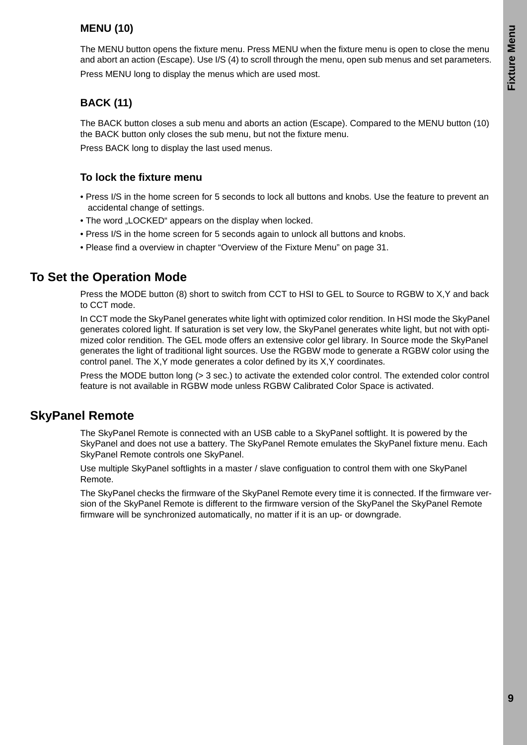### MENU (10)

The MENU button opens the fixture menu. Press MENU when the fixture menu is open to close the menu and abort an action (Escape). Use I/S (4) to scroll through the menu, open sub menus and set parameters.

Press MENU long to display the menus which are used most.

### BACK (11)

The BACK button closes a sub menu and aborts an action (Escape). Compared to the MENU button (10) the BACK button only closes the sub menu, but not the fixture menu.

Press BACK long to display the last used menus.

### To lock the fixture menu

- Press I/S in the home screen for 5 seconds to lock all buttons and knobs. Use the feature to prevent an accidental change of settings.
- The word „LOCKED“ appears on the display when locked.
- Press I/S in the home screen for 5 seconds again to unlock all buttons and knobs.
- Please find a overview in chapter “Overview of the Fixture Menu” on page 31.

## To Set the Operation Mode

Press the MODE button (8) short to switch from CCT to HSI to GEL to Source to RGBW to X,Y and back to CCT mode.

In CCT mode the SkyPanel generates white light with optimized color rendition. In HSI mode the SkyPanel generates colored light. If saturation is set very low, the SkyPanel generates white light, but not with optimized color rendition. The GEL mode offers an extensive color gel library. In Source mode the SkyPanel generates the light of traditional light sources. Use the RGBW mode to generate a RGBW color using the control panel. The X,Y mode generates a color defined by its X,Y coordinates.

Press the MODE button long (> 3 sec.) to activate the extended color control. The extended color control feature is not available in RGBW mode unless RGBW Calibrated Color Space is activated.

## SkyPanel Remote

The SkyPanel Remote is connected with an USB cable to a SkyPanel softlight. It is powered by the SkyPanel and does not use a battery. The SkyPanel Remote emulates the SkyPanel fixture menu. Each SkyPanel Remote controls one SkyPanel.

Use multiple SkyPanel softlights in a master / slave configuation to control them with one SkyPanel Remote.

The SkyPanel checks the firmware of the SkyPanel Remote every time it is connected. If the firmware version of the SkyPanel Remote is different to the firmware version of the SkyPanel the SkyPanel Remote firmware will be synchronized automatically, no matter if it is an up- or downgrade.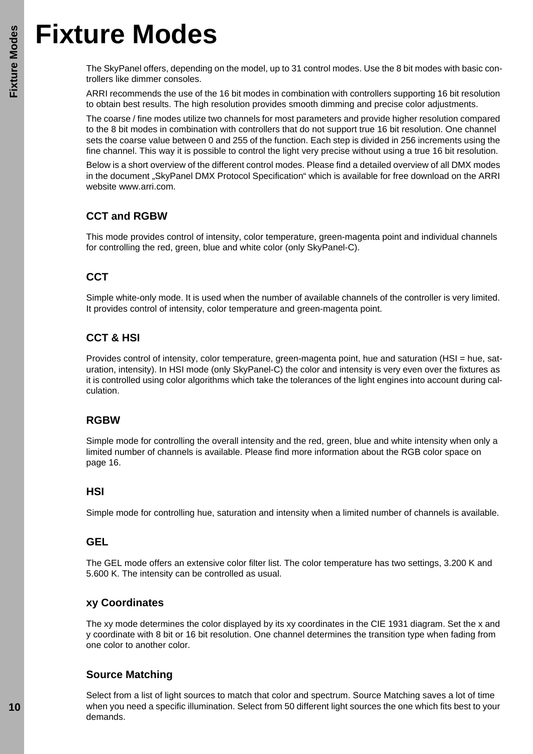# Fixture Modes

The SkyPanel offers, depending on the model, up to 31 control modes. Use the 8 bit modes with basic controllers like dimmer consoles.

ARRI recommends the use of the 16 bit modes in combination with controllers supporting 16 bit resolution to obtain best results. The high resolution provides smooth dimming and precise color adjustments.

The coarse / fine modes utilize two channels for most parameters and provide higher resolution compared to the 8 bit modes in combination with controllers that do not support true 16 bit resolution. One channel sets the coarse value between 0 and 255 of the function. Each step is divided in 256 increments using the fine channel. This way it is possible to control the light very precise without using a true 16 bit resolution.

Below is a short overview of the different control modes. Please find a detailed overview of all DMX modes in the document „SkyPanel DMX Protocol Specification“ which is available for free download on the ARRI website www.arri.com.

### CCT and RGBW

This mode provides control of intensity, color temperature, green-magenta point and individual channels for controlling the red, green, blue and white color (only SkyPanel-C).

### CCT

Simple white-only mode. It is used when the number of available channels of the controller is very limited. It provides control of intensity, color temperature and green-magenta point.

### CCT & HSI

Provides control of intensity, color temperature, green-magenta point, hue and saturation (HSI = hue, saturation, intensity). In HSI mode (only SkyPanel-C) the color and intensity is very even over the fixtures as it is controlled using color algorithms which take the tolerances of the light engines into account during calculation.

### RGBW

Simple mode for controlling the overall intensity and the red, green, blue and white intensity when only a limited number of channels is available. Please find more information about the RGB color space on page 16.

### HSI

Simple mode for controlling hue, saturation and intensity when a limited number of channels is available.

### GEL

The GEL mode offers an extensive color filter list. The color temperature has two settings, 3.200 K and 5.600 K. The intensity can be controlled as usual.

### xy Coordinates

The xy mode determines the color displayed by its xy coordinates in the CIE 1931 diagram. Set the x and y coordinate with 8 bit or 16 bit resolution. One channel determines the transition type when fading from one color to another color.

### Source Matching

Select from a list of light sources to match that color and spectrum. Source Matching saves a lot of time when you need a specific illumination. Select from 50 different light sources the one which fits best to your demands.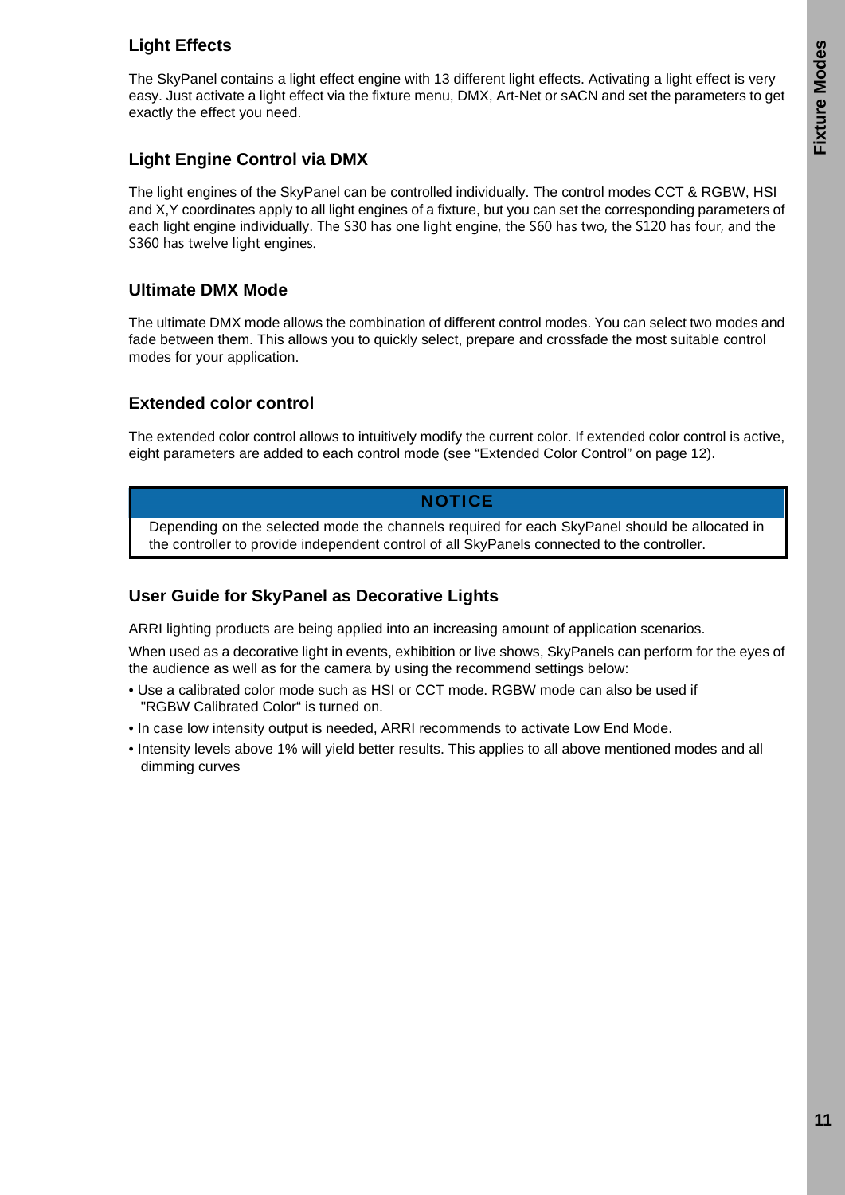## Light Effects

The SkyPanel contains a light effect engine with 13 different light effects. Activating a light effect is very easy. Just activate a light effect via the fixture menu, DMX, Art-Net or sACN and set the parameters to get exactly the effect you need.

## Light Engine Control via DMX

The light engines of the SkyPanel can be controlled individually. The control modes CCT & RGBW, HSI and X,Y coordinates apply to all light engines of a fixture, but you can set the corresponding parameters of each light engine individually. The S30 has one light engine, the S60 has two, the S120 has four, and the S360 has twelve light engines.

## Ultimate DMX Mode

The ultimate DMX mode allows the combination of different control modes. You can select two modes and fade between them. This allows you to quickly select, prepare and crossfade the most suitable control modes for your application.

## Extended color control

The extended color control allows to intuitively modify the current color. If extended color control is active, eight parameters are added to each control mode (see “Extended Color Control” on page 12).

> **NOTICE**
>
> Depending on the selected mode the channels required for each SkyPanel should be allocated in the controller to provide independent control of all SkyPanels connected to the controller.

## User Guide for SkyPanel as Decorative Lights

ARRI lighting products are being applied into an increasing amount of application scenarios.

When used as a decorative light in events, exhibition or live shows, SkyPanels can perform for the eyes of the audience as well as for the camera by using the recommend settings below:

- Use a calibrated color mode such as HSI or CCT mode. RGBW mode can also be used if "RGBW Calibrated Color“ is turned on.
- In case low intensity output is needed, ARRI recommends to activate Low End Mode.
- Intensity levels above 1% will yield better results. This applies to all above mentioned modes and all dimming curves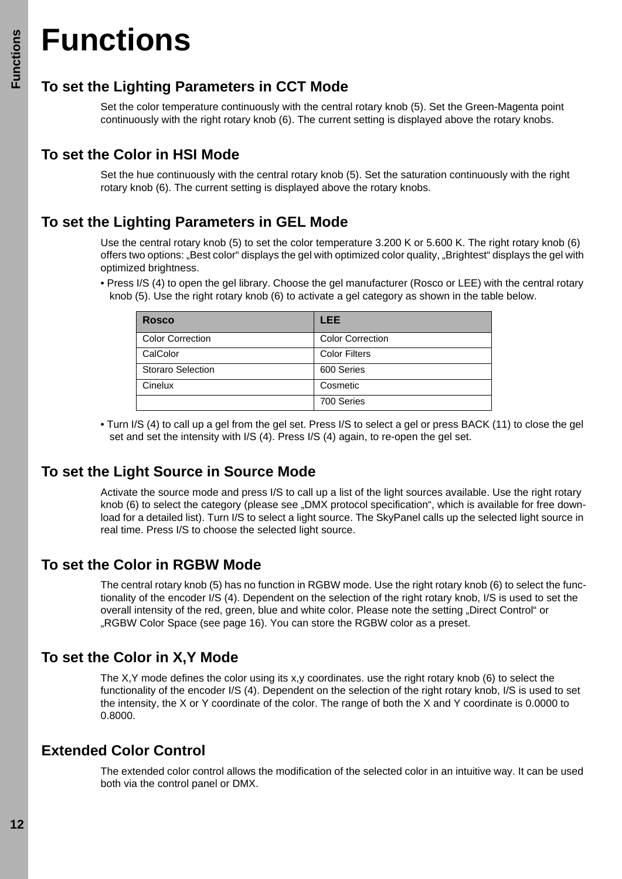# Functions

## To set the Lighting Parameters in CCT Mode

Set the color temperature continuously with the central rotary knob (5). Set the Green-Magenta point continuously with the right rotary knob (6). The current setting is displayed above the rotary knobs.

## To set the Color in HSI Mode

Set the hue continuously with the central rotary knob (5). Set the saturation continuously with the right rotary knob (6). The current setting is displayed above the rotary knobs.

## To set the Lighting Parameters in GEL Mode

Use the central rotary knob (5) to set the color temperature 3.200 K or 5.600 K. The right rotary knob (6) offers two options: „Best color“ displays the gel with optimized color quality, „Brightest“ displays the gel with optimized brightness.

- Press I/S (4) to open the gel library. Choose the gel manufacturer (Rosco or LEE) with the central rotary knob (5). Use the right rotary knob (6) to activate a gel category as shown in the table below.

| Rosco | LEE |
| --- | --- |
| Color Correction | Color Correction |
| CalColor | Color Filters |
| Storaro Selection | 600 Series |
| Cinelux | Cosmetic |
| | 700 Series |

- Turn I/S (4) to call up a gel from the gel set. Press I/S to select a gel or press BACK (11) to close the gel set and set the intensity with I/S (4). Press I/S (4) again, to re-open the gel set.

## To set the Light Source in Source Mode

Activate the source mode and press I/S to call up a list of the light sources available. Use the right rotary knob (6) to select the category (please see „DMX protocol specification“, which is available for free download for a detailed list). Turn I/S to select a light source. The SkyPanel calls up the selected light source in real time. Press I/S to choose the selected light source.

## To set the Color in RGBW Mode

The central rotary knob (5) has no function in RGBW mode. Use the right rotary knob (6) to select the functionality of the encoder I/S (4). Dependent on the selection of the right rotary knob, I/S is used to set the overall intensity of the red, green, blue and white color. Please note the setting „Direct Control“ or „RGBW Color Space (see page 16). You can store the RGBW color as a preset.

## To set the Color in X,Y Mode

The X,Y mode defines the color using its x,y coordinates. use the right rotary knob (6) to select the functionality of the encoder I/S (4). Dependent on the selection of the right rotary knob, I/S is used to set the intensity, the X or Y coordinate of the color. The range of both the X and Y coordinate is 0.0000 to 0.8000.

## Extended Color Control

The extended color control allows the modification of the selected color in an intuitive way. It can be used both via the control panel or DMX.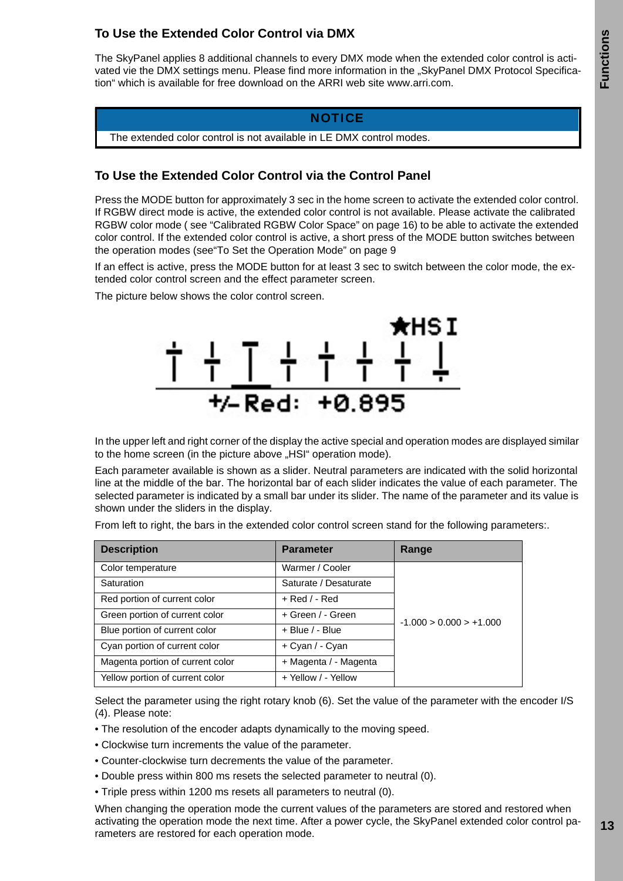### To Use the Extended Color Control via DMX

The SkyPanel applies 8 additional channels to every DMX mode when the extended color control is activated vie the DMX settings menu. Please find more information in the „SkyPanel DMX Protocol Specification“ which is available for free download on the ARRI web site www.arri.com.

> **NOTICE**
>
> The extended color control is not available in LE DMX control modes.

### To Use the Extended Color Control via the Control Panel

Press the MODE button for approximately 3 sec in the home screen to activate the extended color control. If RGBW direct mode is active, the extended color control is not available. Please activate the calibrated RGBW color mode ( see “Calibrated RGBW Color Space” on page 16) to be able to activate the extended color control. If the extended color control is active, a short press of the MODE button switches between the operation modes (see“To Set the Operation Mode” on page 9

If an effect is active, press the MODE button for at least 3 sec to switch between the color mode, the extended color control screen and the effect parameter screen.

The picture below shows the color control screen.

★HSI

+/- Red: +0.895

In the upper left and right corner of the display the active special and operation modes are displayed similar to the home screen (in the picture above „HSI“ operation mode).

Each parameter available is shown as a slider. Neutral parameters are indicated with the solid horizontal line at the middle of the bar. The horizontal bar of each slider indicates the value of each parameter. The selected parameter is indicated by a small bar under its slider. The name of the parameter and its value is shown under the sliders in the display.

From left to right, the bars in the extended color control screen stand for the following parameters:.

| Description | Parameter | Range |
|---|---|---|
| Color temperature | Warmer / Cooler | -1.000 > 0.000 > +1.000 |
| Saturation | Saturate / Desaturate | |
| Red portion of current color | + Red / - Red | |
| Green portion of current color | + Green / - Green | |
| Blue portion of current color | + Blue / - Blue | |
| Cyan portion of current color | + Cyan / - Cyan | |
| Magenta portion of current color | + Magenta / - Magenta | |
| Yellow portion of current color | + Yellow / - Yellow | |

Select the parameter using the right rotary knob (6). Set the value of the parameter with the encoder I/S (4). Please note:

- The resolution of the encoder adapts dynamically to the moving speed.
- Clockwise turn increments the value of the parameter.
- Counter-clockwise turn decrements the value of the parameter.
- Double press within 800 ms resets the selected parameter to neutral (0).
- Triple press within 1200 ms resets all parameters to neutral (0).

When changing the operation mode the current values of the parameters are stored and restored when activating the operation mode the next time. After a power cycle, the SkyPanel extended color control parameters are restored for each operation mode.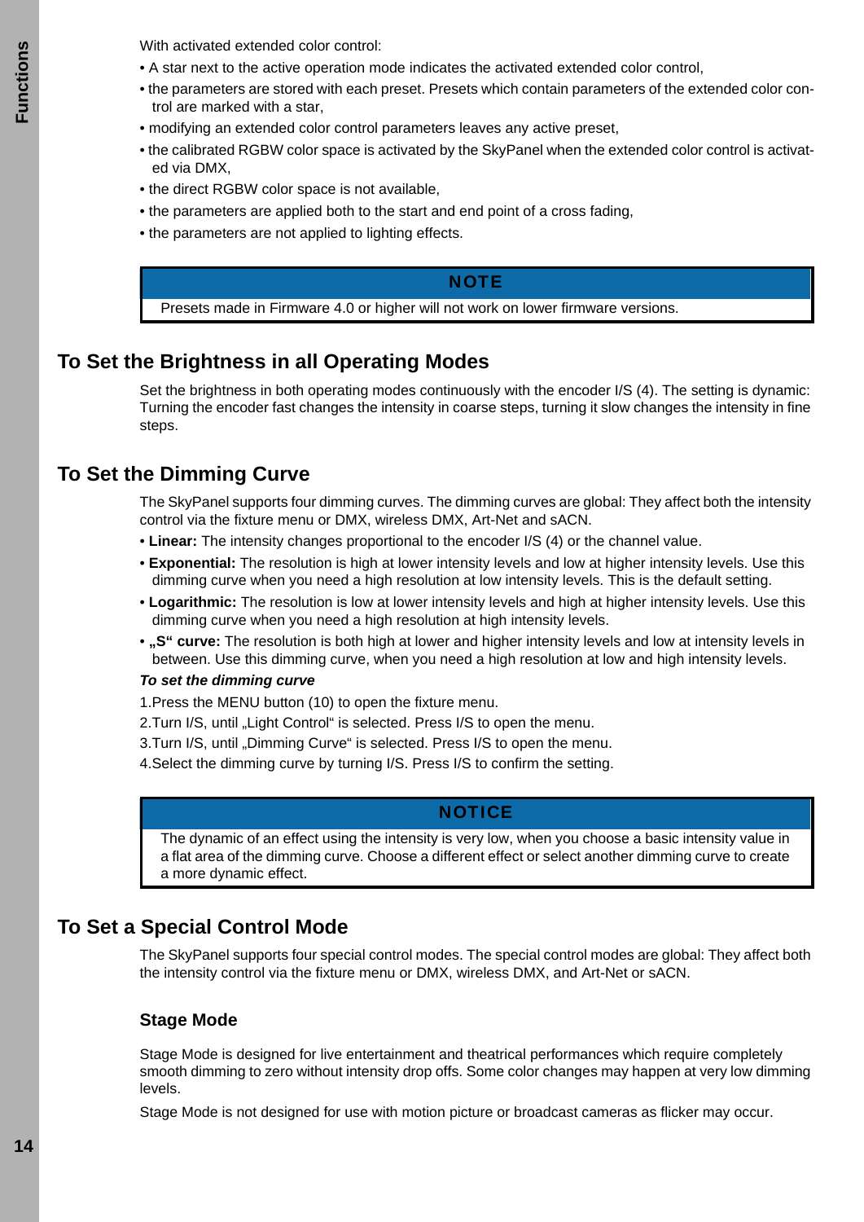With activated extended color control:

- A star next to the active operation mode indicates the activated extended color control,
- the parameters are stored with each preset. Presets which contain parameters of the extended color control are marked with a star,
- modifying an extended color control parameters leaves any active preset,
- the calibrated RGBW color space is activated by the SkyPanel when the extended color control is activated via DMX,
- the direct RGBW color space is not available,
- the parameters are applied both to the start and end point of a cross fading,
- the parameters are not applied to lighting effects.

| NOTE |
| --- |
| Presets made in Firmware 4.0 or higher will not work on lower firmware versions. |

## To Set the Brightness in all Operating Modes

Set the brightness in both operating modes continuously with the encoder I/S (4). The setting is dynamic: Turning the encoder fast changes the intensity in coarse steps, turning it slow changes the intensity in fine steps.

## To Set the Dimming Curve

The SkyPanel supports four dimming curves. The dimming curves are global: They affect both the intensity control via the fixture menu or DMX, wireless DMX, Art-Net and sACN.

- **Linear:** The intensity changes proportional to the encoder I/S (4) or the channel value.
- **Exponential:** The resolution is high at lower intensity levels and low at higher intensity levels. Use this dimming curve when you need a high resolution at low intensity levels. This is the default setting.
- **Logarithmic:** The resolution is low at lower intensity levels and high at higher intensity levels. Use this dimming curve when you need a high resolution at high intensity levels.
- **„S“ curve:** The resolution is both high at lower and higher intensity levels and low at intensity levels in between. Use this dimming curve, when you need a high resolution at low and high intensity levels.

***To set the dimming curve***

1. Press the MENU button (10) to open the fixture menu.
2. Turn I/S, until „Light Control“ is selected. Press I/S to open the menu.
3. Turn I/S, until „Dimming Curve“ is selected. Press I/S to open the menu.
4. Select the dimming curve by turning I/S. Press I/S to confirm the setting.

| NOTICE |
| --- |
| The dynamic of an effect using the intensity is very low, when you choose a basic intensity value in a flat area of the dimming curve. Choose a different effect or select another dimming curve to create a more dynamic effect. |

## To Set a Special Control Mode

The SkyPanel supports four special control modes. The special control modes are global: They affect both the intensity control via the fixture menu or DMX, wireless DMX, and Art-Net or sACN.

### Stage Mode

Stage Mode is designed for live entertainment and theatrical performances which require completely smooth dimming to zero without intensity drop offs. Some color changes may happen at very low dimming levels.

Stage Mode is not designed for use with motion picture or broadcast cameras as flicker may occur.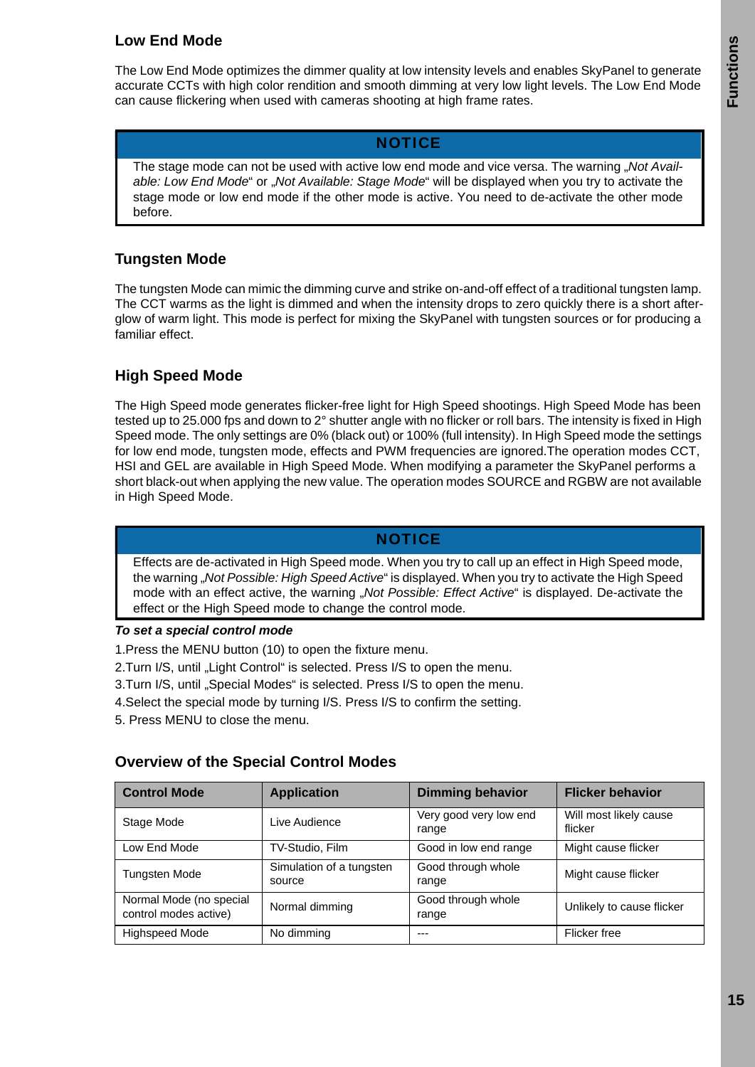### Low End Mode

The Low End Mode optimizes the dimmer quality at low intensity levels and enables SkyPanel to generate accurate CCTs with high color rendition and smooth dimming at very low light levels. The Low End Mode can cause flickering when used with cameras shooting at high frame rates.

> **NOTICE**
>
> The stage mode can not be used with active low end mode and vice versa. The warning „*Not Available: Low End Mode*“ or „*Not Available: Stage Mode*“ will be displayed when you try to activate the stage mode or low end mode if the other mode is active. You need to de-activate the other mode before.

### Tungsten Mode

The tungsten Mode can mimic the dimming curve and strike on-and-off effect of a traditional tungsten lamp. The CCT warms as the light is dimmed and when the intensity drops to zero quickly there is a short afterglow of warm light. This mode is perfect for mixing the SkyPanel with tungsten sources or for producing a familiar effect.

### High Speed Mode

The High Speed mode generates flicker-free light for High Speed shootings. High Speed Mode has been tested up to 25.000 fps and down to 2° shutter angle with no flicker or roll bars. The intensity is fixed in High Speed mode. The only settings are 0% (black out) or 100% (full intensity). In High Speed mode the settings for low end mode, tungsten mode, effects and PWM frequencies are ignored.The operation modes CCT, HSI and GEL are available in High Speed Mode. When modifying a parameter the SkyPanel performs a short black-out when applying the new value. The operation modes SOURCE and RGBW are not available in High Speed Mode.

> **NOTICE**
>
> Effects are de-activated in High Speed mode. When you try to call up an effect in High Speed mode, the warning „*Not Possible: High Speed Active*“ is displayed. When you try to activate the High Speed mode with an effect active, the warning „*Not Possible: Effect Active*“ is displayed. De-activate the effect or the High Speed mode to change the control mode.

***To set a special control mode***

1.Press the MENU button (10) to open the fixture menu.

2.Turn I/S, until „Light Control“ is selected. Press I/S to open the menu.

3.Turn I/S, until „Special Modes“ is selected. Press I/S to open the menu.

4.Select the special mode by turning I/S. Press I/S to confirm the setting.

5. Press MENU to close the menu.

### Overview of the Special Control Modes

| Control Mode | Application | Dimming behavior | Flicker behavior |
|---|---|---|---|
| Stage Mode | Live Audience | Very good very low end range | Will most likely cause flicker |
| Low End Mode | TV-Studio, Film | Good in low end range | Might cause flicker |
| Tungsten Mode | Simulation of a tungsten source | Good through whole range | Might cause flicker |
| Normal Mode (no special control modes active) | Normal dimming | Good through whole range | Unlikely to cause flicker |
| Highspeed Mode | No dimming | --- | Flicker free |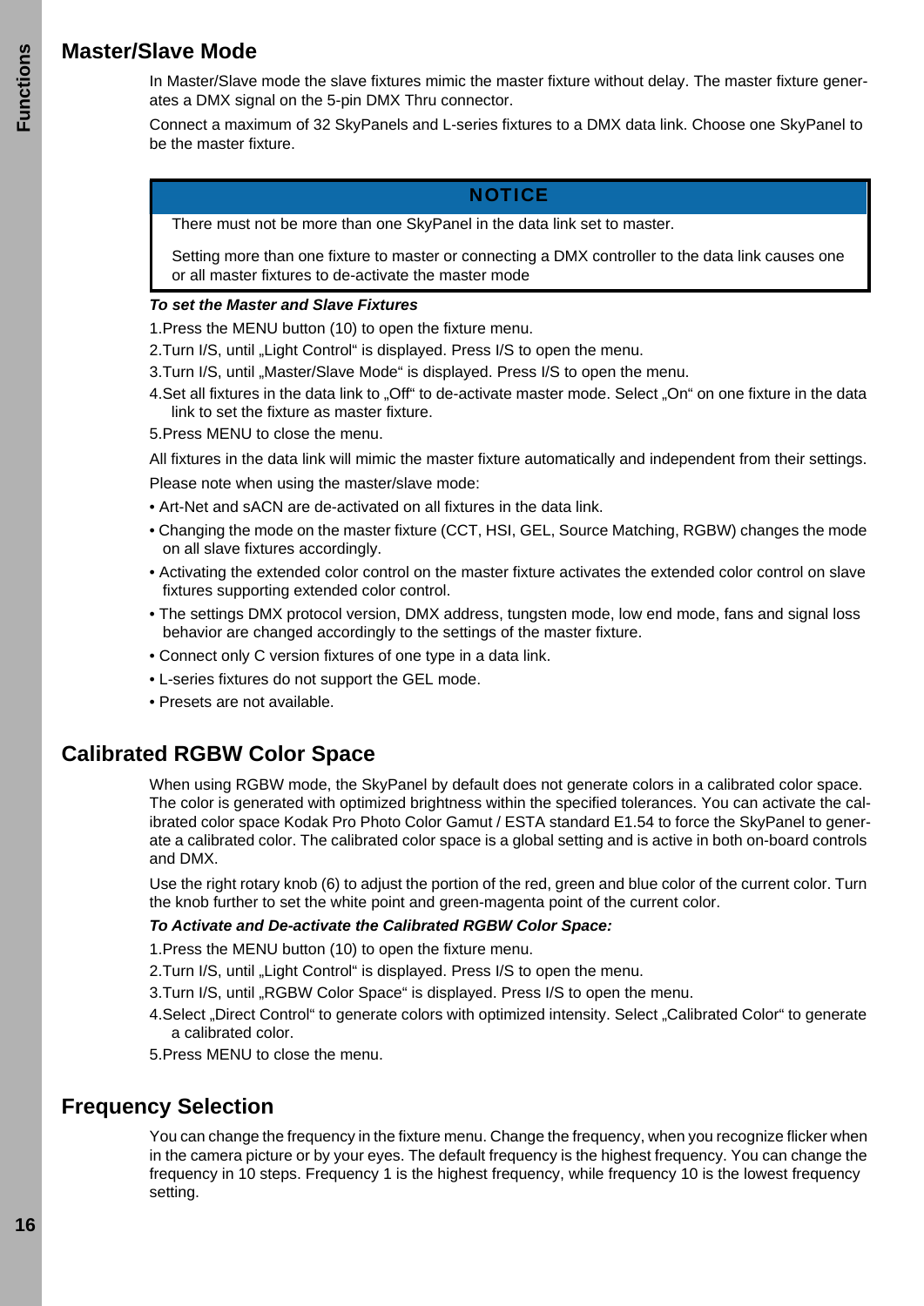## Master/Slave Mode

In Master/Slave mode the slave fixtures mimic the master fixture without delay. The master fixture generates a DMX signal on the 5-pin DMX Thru connector.

Connect a maximum of 32 SkyPanels and L-series fixtures to a DMX data link. Choose one SkyPanel to be the master fixture.

> **NOTICE**
>
> There must not be more than one SkyPanel in the data link set to master.
>
> Setting more than one fixture to master or connecting a DMX controller to the data link causes one or all master fixtures to de-activate the master mode

***To set the Master and Slave Fixtures***

1. Press the MENU button (10) to open the fixture menu.
2. Turn I/S, until „Light Control“ is displayed. Press I/S to open the menu.
3. Turn I/S, until „Master/Slave Mode“ is displayed. Press I/S to open the menu.
4. Set all fixtures in the data link to „Off“ to de-activate master mode. Select „On“ on one fixture in the data link to set the fixture as master fixture.
5. Press MENU to close the menu.

All fixtures in the data link will mimic the master fixture automatically and independent from their settings.

Please note when using the master/slave mode:

- Art-Net and sACN are de-activated on all fixtures in the data link.
- Changing the mode on the master fixture (CCT, HSI, GEL, Source Matching, RGBW) changes the mode on all slave fixtures accordingly.
- Activating the extended color control on the master fixture activates the extended color control on slave fixtures supporting extended color control.
- The settings DMX protocol version, DMX address, tungsten mode, low end mode, fans and signal loss behavior are changed accordingly to the settings of the master fixture.
- Connect only C version fixtures of one type in a data link.
- L-series fixtures do not support the GEL mode.
- Presets are not available.

## Calibrated RGBW Color Space

When using RGBW mode, the SkyPanel by default does not generate colors in a calibrated color space. The color is generated with optimized brightness within the specified tolerances. You can activate the calibrated color space Kodak Pro Photo Color Gamut / ESTA standard E1.54 to force the SkyPanel to generate a calibrated color. The calibrated color space is a global setting and is active in both on-board controls and DMX.

Use the right rotary knob (6) to adjust the portion of the red, green and blue color of the current color. Turn the knob further to set the white point and green-magenta point of the current color.

***To Activate and De-activate the Calibrated RGBW Color Space:***

1. Press the MENU button (10) to open the fixture menu.
2. Turn I/S, until „Light Control“ is displayed. Press I/S to open the menu.
3. Turn I/S, until „RGBW Color Space“ is displayed. Press I/S to open the menu.
4. Select „Direct Control“ to generate colors with optimized intensity. Select „Calibrated Color“ to generate a calibrated color.
5. Press MENU to close the menu.

## Frequency Selection

You can change the frequency in the fixture menu. Change the frequency, when you recognize flicker when in the camera picture or by your eyes. The default frequency is the highest frequency. You can change the frequency in 10 steps. Frequency 1 is the highest frequency, while frequency 10 is the lowest frequency setting.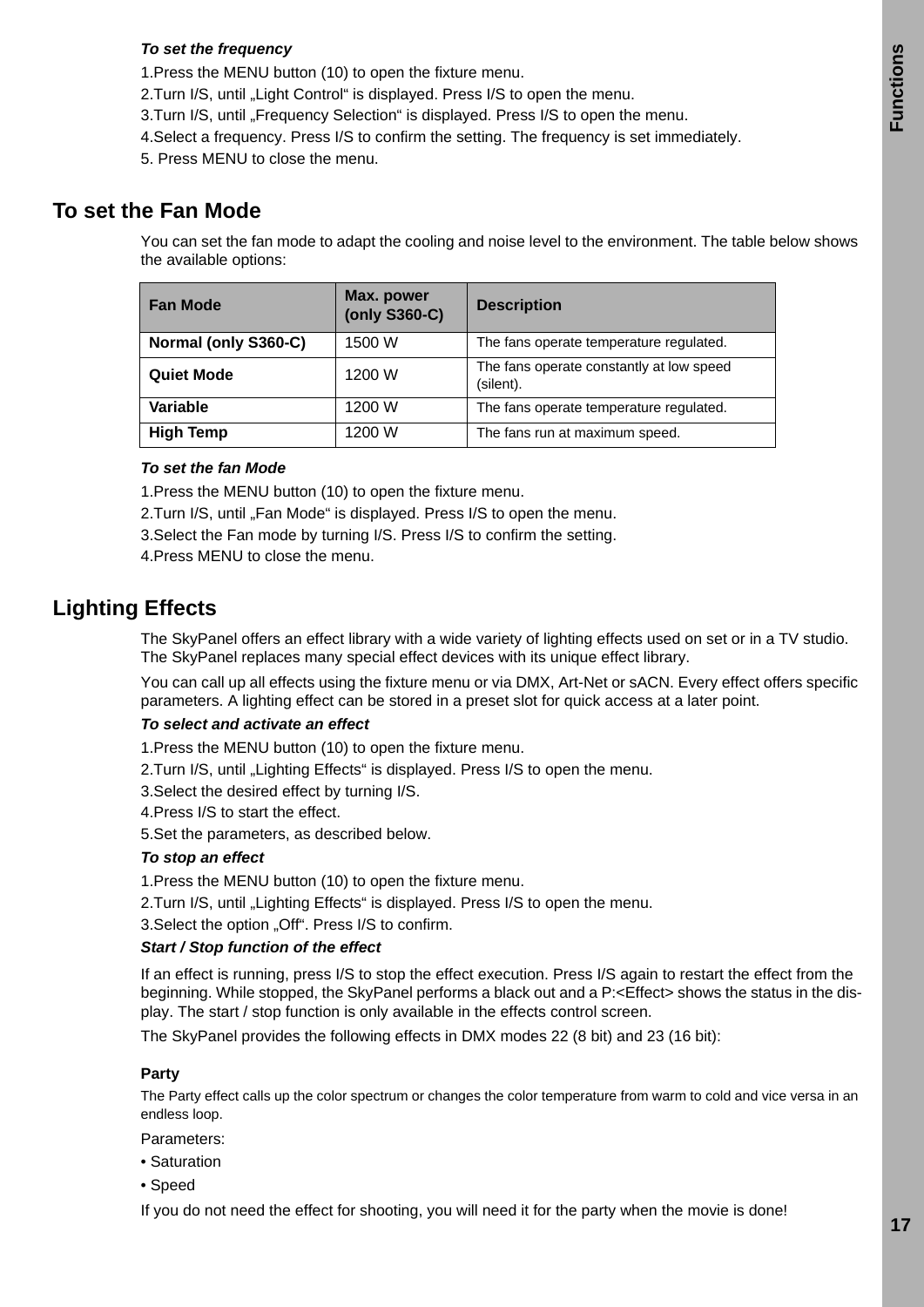***To set the frequency***

1.Press the MENU button (10) to open the fixture menu.

2.Turn I/S, until „Light Control“ is displayed. Press I/S to open the menu.

3.Turn I/S, until „Frequency Selection“ is displayed. Press I/S to open the menu.

4.Select a frequency. Press I/S to confirm the setting. The frequency is set immediately.

5. Press MENU to close the menu.

## To set the Fan Mode

You can set the fan mode to adapt the cooling and noise level to the environment. The table below shows the available options:

| Fan Mode | Max. power (only S360-C) | Description |
|---|---|---|
| **Normal (only S360-C)** | 1500 W | The fans operate temperature regulated. |
| **Quiet Mode** | 1200 W | The fans operate constantly at low speed (silent). |
| **Variable** | 1200 W | The fans operate temperature regulated. |
| **High Temp** | 1200 W | The fans run at maximum speed. |

***To set the fan Mode***

1.Press the MENU button (10) to open the fixture menu.

2.Turn I/S, until „Fan Mode“ is displayed. Press I/S to open the menu.

3.Select the Fan mode by turning I/S. Press I/S to confirm the setting.

4.Press MENU to close the menu.

## Lighting Effects

The SkyPanel offers an effect library with a wide variety of lighting effects used on set or in a TV studio. The SkyPanel replaces many special effect devices with its unique effect library.

You can call up all effects using the fixture menu or via DMX, Art-Net or sACN. Every effect offers specific parameters. A lighting effect can be stored in a preset slot for quick access at a later point.

***To select and activate an effect***

1.Press the MENU button (10) to open the fixture menu.

2.Turn I/S, until „Lighting Effects“ is displayed. Press I/S to open the menu.

3.Select the desired effect by turning I/S.

4.Press I/S to start the effect.

5.Set the parameters, as described below.

***To stop an effect***

1.Press the MENU button (10) to open the fixture menu.

2.Turn I/S, until „Lighting Effects“ is displayed. Press I/S to open the menu.

3.Select the option „Off“. Press I/S to confirm.

***Start / Stop function of the effect***

If an effect is running, press I/S to stop the effect execution. Press I/S again to restart the effect from the beginning. While stopped, the SkyPanel performs a black out and a P:<Effect> shows the status in the display. The start / stop function is only available in the effects control screen.

The SkyPanel provides the following effects in DMX modes 22 (8 bit) and 23 (16 bit):

**Party**

The Party effect calls up the color spectrum or changes the color temperature from warm to cold and vice versa in an endless loop.

Parameters:

- Saturation
- Speed

If you do not need the effect for shooting, you will need it for the party when the movie is done!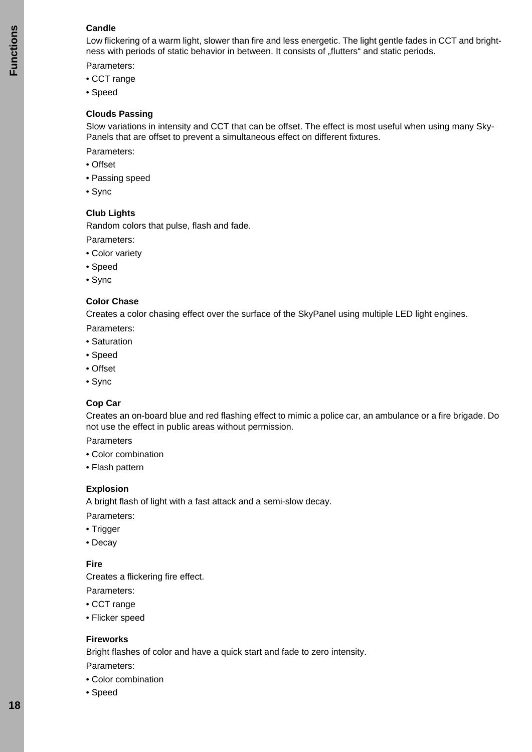**Candle**

Low flickering of a warm light, slower than fire and less energetic. The light gentle fades in CCT and brightness with periods of static behavior in between. It consists of „flutters“ and static periods.

Parameters:

- CCT range
- Speed

**Clouds Passing**

Slow variations in intensity and CCT that can be offset. The effect is most useful when using many SkyPanels that are offset to prevent a simultaneous effect on different fixtures.

Parameters:

- Offset
- Passing speed
- Sync

**Club Lights**

Random colors that pulse, flash and fade.

Parameters:

- Color variety
- Speed
- Sync

**Color Chase**

Creates a color chasing effect over the surface of the SkyPanel using multiple LED light engines.

Parameters:

- Saturation
- Speed
- Offset
- Sync

**Cop Car**

Creates an on-board blue and red flashing effect to mimic a police car, an ambulance or a fire brigade. Do not use the effect in public areas without permission.

Parameters

- Color combination
- Flash pattern

**Explosion**

A bright flash of light with a fast attack and a semi-slow decay.

Parameters:

- Trigger
- Decay

**Fire**

Creates a flickering fire effect.

Parameters:

- CCT range
- Flicker speed

**Fireworks**

Bright flashes of color and have a quick start and fade to zero intensity.

Parameters:

- Color combination
- Speed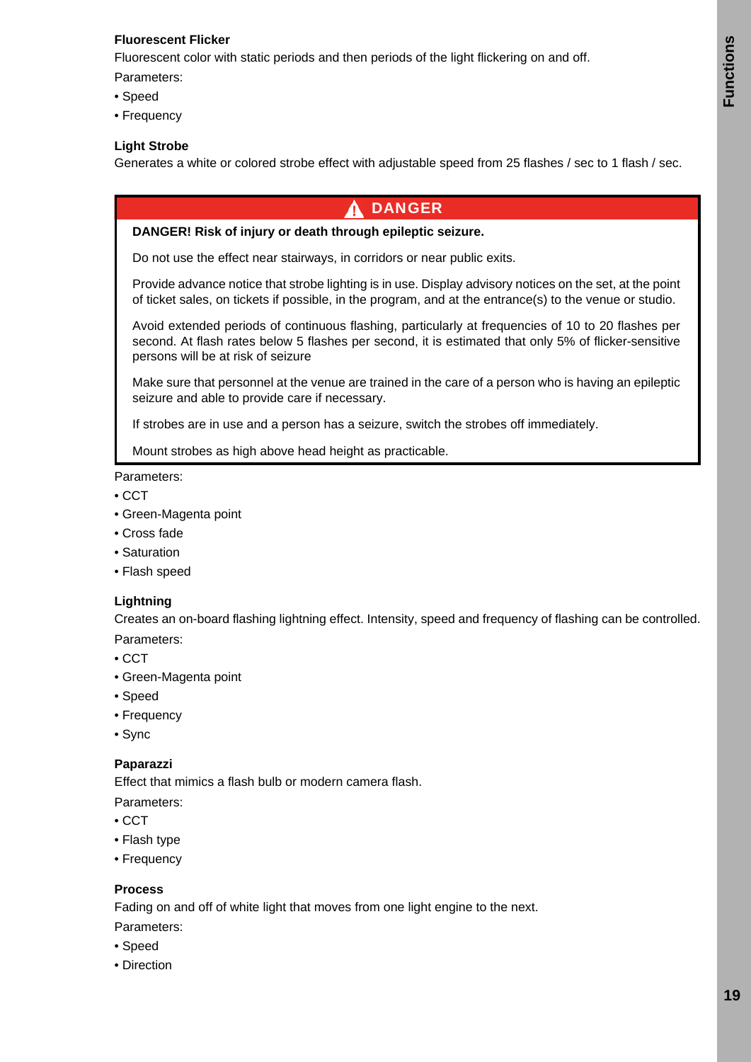### Fluorescent Flicker

Fluorescent color with static periods and then periods of the light flickering on and off.

Parameters:

- Speed
- Frequency

### Light Strobe

Generates a white or colored strobe effect with adjustable speed from 25 flashes / sec to 1 flash / sec.

> **⚠ DANGER**
>
> **DANGER! Risk of injury or death through epileptic seizure.**
>
> Do not use the effect near stairways, in corridors or near public exits.
>
> Provide advance notice that strobe lighting is in use. Display advisory notices on the set, at the point of ticket sales, on tickets if possible, in the program, and at the entrance(s) to the venue or studio.
>
> Avoid extended periods of continuous flashing, particularly at frequencies of 10 to 20 flashes per second. At flash rates below 5 flashes per second, it is estimated that only 5% of flicker-sensitive persons will be at risk of seizure
>
> Make sure that personnel at the venue are trained in the care of a person who is having an epileptic seizure and able to provide care if necessary.
>
> If strobes are in use and a person has a seizure, switch the strobes off immediately.
>
> Mount strobes as high above head height as practicable.

Parameters:

- CCT
- Green-Magenta point
- Cross fade
- Saturation
- Flash speed

### Lightning

Creates an on-board flashing lightning effect. Intensity, speed and frequency of flashing can be controlled.

Parameters:

- CCT
- Green-Magenta point
- Speed
- Frequency
- Sync

### Paparazzi

Effect that mimics a flash bulb or modern camera flash.

Parameters:

- CCT
- Flash type
- Frequency

### Process

Fading on and off of white light that moves from one light engine to the next.

Parameters:

- Speed
- Direction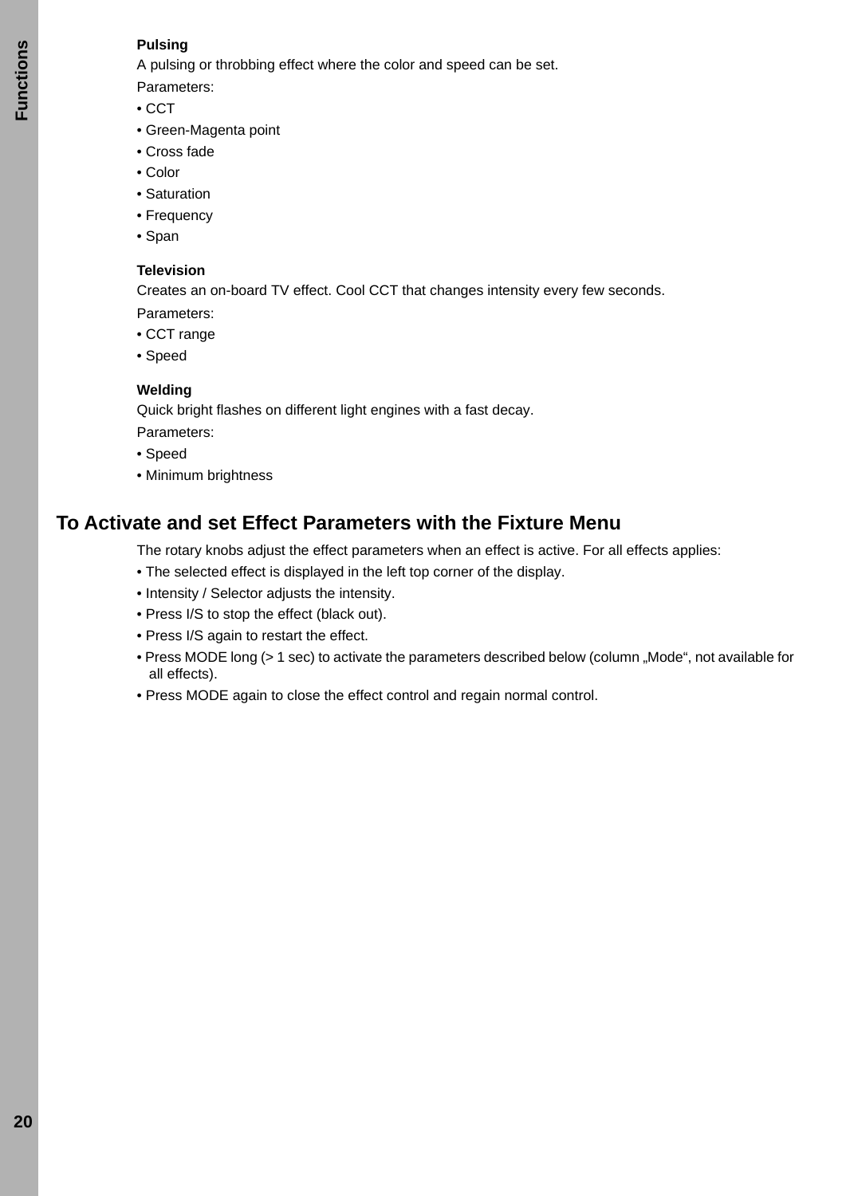**Pulsing**

A pulsing or throbbing effect where the color and speed can be set.

Parameters:

- CCT
- Green-Magenta point
- Cross fade
- Color
- Saturation
- Frequency
- Span

**Television**

Creates an on-board TV effect. Cool CCT that changes intensity every few seconds.

Parameters:

- CCT range
- Speed

**Welding**

Quick bright flashes on different light engines with a fast decay.

Parameters:

- Speed
- Minimum brightness

## To Activate and set Effect Parameters with the Fixture Menu

The rotary knobs adjust the effect parameters when an effect is active. For all effects applies:

- The selected effect is displayed in the left top corner of the display.
- Intensity / Selector adjusts the intensity.
- Press I/S to stop the effect (black out).
- Press I/S again to restart the effect.
- Press MODE long (> 1 sec) to activate the parameters described below (column „Mode“, not available for all effects).
- Press MODE again to close the effect control and regain normal control.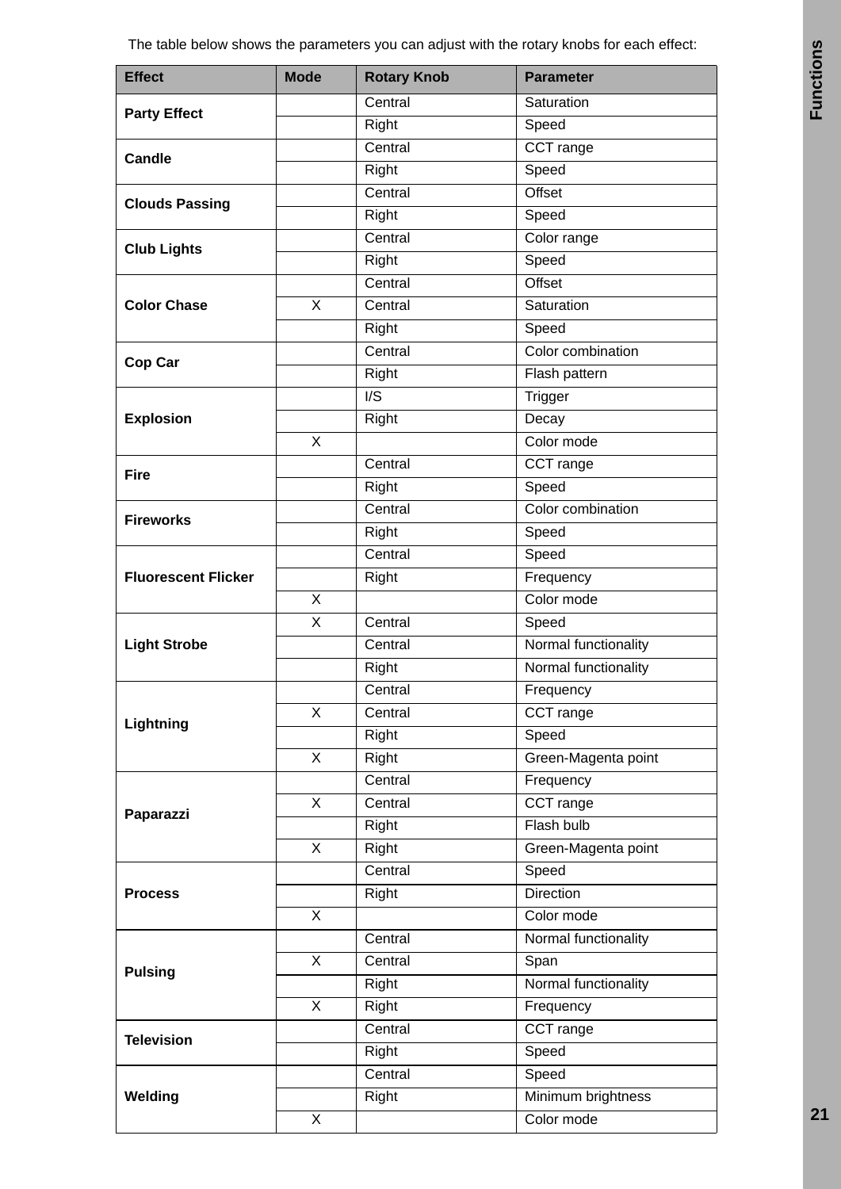The table below shows the parameters you can adjust with the rotary knobs for each effect:

| Effect | Mode | Rotary Knob | Parameter |
|---|---|---|---|
| **Party Effect** | | Central | Saturation |
| | | Right | Speed |
| **Candle** | | Central | CCT range |
| | | Right | Speed |
| **Clouds Passing** | | Central | Offset |
| | | Right | Speed |
| **Club Lights** | | Central | Color range |
| | | Right | Speed |
| **Color Chase** | | Central | Offset |
| | X | Central | Saturation |
| | | Right | Speed |
| **Cop Car** | | Central | Color combination |
| | | Right | Flash pattern |
| **Explosion** | | I/S | Trigger |
| | | Right | Decay |
| | X | | Color mode |
| **Fire** | | Central | CCT range |
| | | Right | Speed |
| **Fireworks** | | Central | Color combination |
| | | Right | Speed |
| **Fluorescent Flicker** | | Central | Speed |
| | | Right | Frequency |
| | X | | Color mode |
| **Light Strobe** | X | Central | Speed |
| | | Central | Normal functionality |
| | | Right | Normal functionality |
| **Lightning** | | Central | Frequency |
| | X | Central | CCT range |
| | | Right | Speed |
| | X | Right | Green-Magenta point |
| **Paparazzi** | | Central | Frequency |
| | X | Central | CCT range |
| | | Right | Flash bulb |
| | X | Right | Green-Magenta point |
| **Process** | | Central | Speed |
| | | Right | Direction |
| | X | | Color mode |
| **Pulsing** | | Central | Normal functionality |
| | X | Central | Span |
| | | Right | Normal functionality |
| | X | Right | Frequency |
| **Television** | | Central | CCT range |
| | | Right | Speed |
| **Welding** | | Central | Speed |
| | | Right | Minimum brightness |
| | X | | Color mode |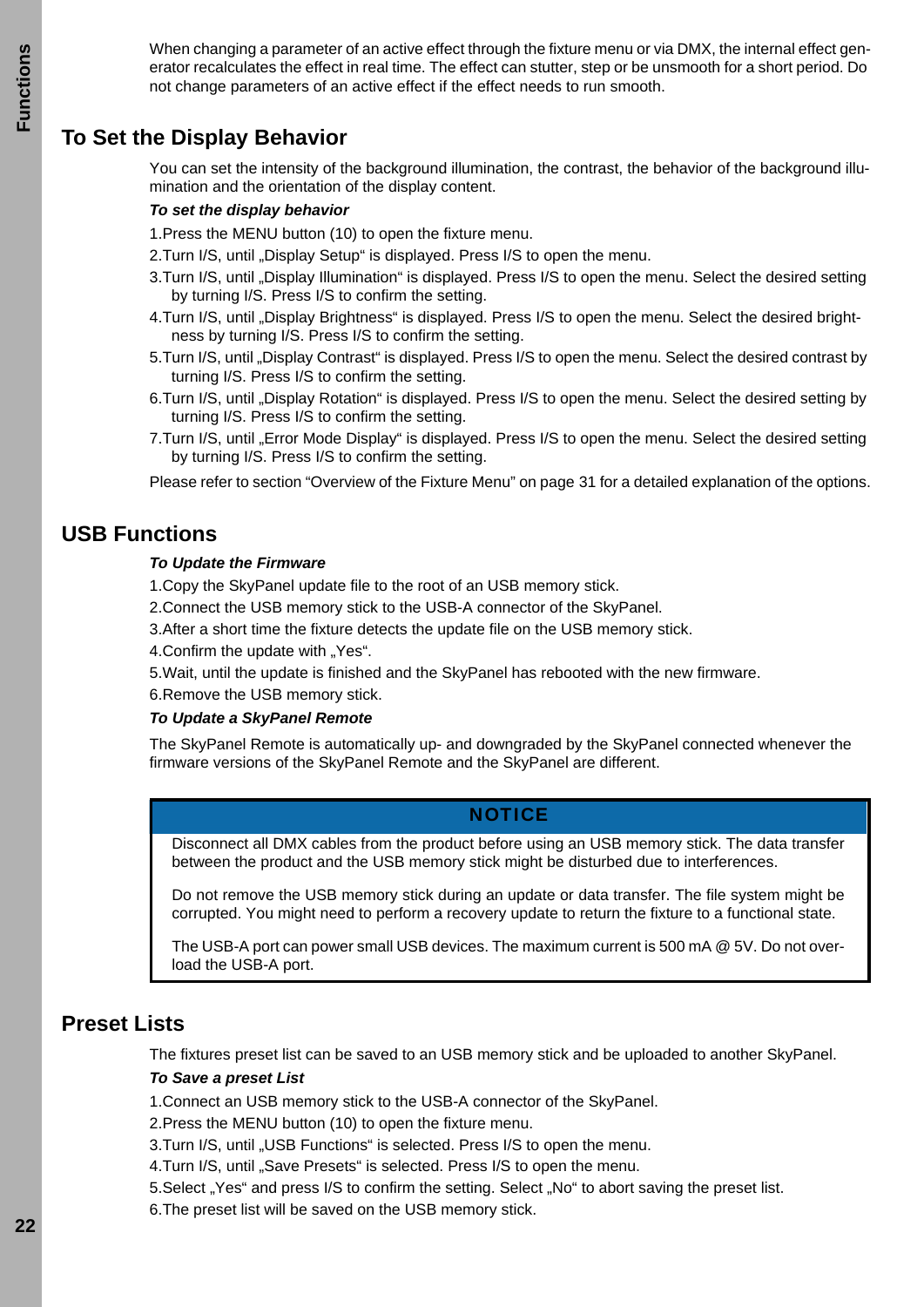When changing a parameter of an active effect through the fixture menu or via DMX, the internal effect generator recalculates the effect in real time. The effect can stutter, step or be unsmooth for a short period. Do not change parameters of an active effect if the effect needs to run smooth.

## To Set the Display Behavior

You can set the intensity of the background illumination, the contrast, the behavior of the background illumination and the orientation of the display content.

***To set the display behavior***

1. Press the MENU button (10) to open the fixture menu.
2. Turn I/S, until „Display Setup“ is displayed. Press I/S to open the menu.
3. Turn I/S, until „Display Illumination“ is displayed. Press I/S to open the menu. Select the desired setting by turning I/S. Press I/S to confirm the setting.
4. Turn I/S, until „Display Brightness“ is displayed. Press I/S to open the menu. Select the desired brightness by turning I/S. Press I/S to confirm the setting.
5. Turn I/S, until „Display Contrast“ is displayed. Press I/S to open the menu. Select the desired contrast by turning I/S. Press I/S to confirm the setting.
6. Turn I/S, until „Display Rotation“ is displayed. Press I/S to open the menu. Select the desired setting by turning I/S. Press I/S to confirm the setting.
7. Turn I/S, until „Error Mode Display“ is displayed. Press I/S to open the menu. Select the desired setting by turning I/S. Press I/S to confirm the setting.

Please refer to section “Overview of the Fixture Menu” on page 31 for a detailed explanation of the options.

## USB Functions

***To Update the Firmware***

1. Copy the SkyPanel update file to the root of an USB memory stick.
2. Connect the USB memory stick to the USB-A connector of the SkyPanel.
3. After a short time the fixture detects the update file on the USB memory stick.
4. Confirm the update with „Yes“.
5. Wait, until the update is finished and the SkyPanel has rebooted with the new firmware.
6. Remove the USB memory stick.

***To Update a SkyPanel Remote***

The SkyPanel Remote is automatically up- and downgraded by the SkyPanel connected whenever the firmware versions of the SkyPanel Remote and the SkyPanel are different.

**NOTICE**

Disconnect all DMX cables from the product before using an USB memory stick. The data transfer between the product and the USB memory stick might be disturbed due to interferences.

Do not remove the USB memory stick during an update or data transfer. The file system might be corrupted. You might need to perform a recovery update to return the fixture to a functional state.

The USB-A port can power small USB devices. The maximum current is 500 mA @ 5V. Do not overload the USB-A port.

## Preset Lists

The fixtures preset list can be saved to an USB memory stick and be uploaded to another SkyPanel.

***To Save a preset List***

1. Connect an USB memory stick to the USB-A connector of the SkyPanel.
2. Press the MENU button (10) to open the fixture menu.
3. Turn I/S, until „USB Functions“ is selected. Press I/S to open the menu.
4. Turn I/S, until „Save Presets“ is selected. Press I/S to open the menu.
5. Select „Yes“ and press I/S to confirm the setting. Select „No“ to abort saving the preset list.
6. The preset list will be saved on the USB memory stick.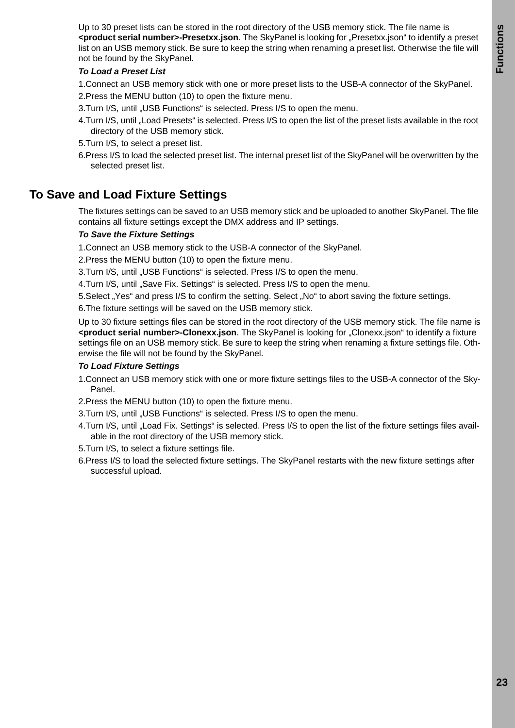Up to 30 preset lists can be stored in the root directory of the USB memory stick. The file name is **<product serial number>-Presetxx.json**. The SkyPanel is looking for „Presetxx.json“ to identify a preset list on an USB memory stick. Be sure to keep the string when renaming a preset list. Otherwise the file will not be found by the SkyPanel.

***To Load a Preset List***

1. Connect an USB memory stick with one or more preset lists to the USB-A connector of the SkyPanel.
2. Press the MENU button (10) to open the fixture menu.
3. Turn I/S, until „USB Functions“ is selected. Press I/S to open the menu.
4. Turn I/S, until „Load Presets“ is selected. Press I/S to open the list of the preset lists available in the root directory of the USB memory stick.
5. Turn I/S, to select a preset list.
6. Press I/S to load the selected preset list. The internal preset list of the SkyPanel will be overwritten by the selected preset list.

## To Save and Load Fixture Settings

The fixtures settings can be saved to an USB memory stick and be uploaded to another SkyPanel. The file contains all fixture settings except the DMX address and IP settings.

***To Save the Fixture Settings***

1. Connect an USB memory stick to the USB-A connector of the SkyPanel.
2. Press the MENU button (10) to open the fixture menu.
3. Turn I/S, until „USB Functions“ is selected. Press I/S to open the menu.
4. Turn I/S, until „Save Fix. Settings“ is selected. Press I/S to open the menu.
5. Select „Yes“ and press I/S to confirm the setting. Select „No“ to abort saving the fixture settings.
6. The fixture settings will be saved on the USB memory stick.

Up to 30 fixture settings files can be stored in the root directory of the USB memory stick. The file name is **<product serial number>-Clonexx.json**. The SkyPanel is looking for „Clonexx.json“ to identify a fixture settings file on an USB memory stick. Be sure to keep the string when renaming a fixture settings file. Otherwise the file will not be found by the SkyPanel.

***To Load Fixture Settings***

1. Connect an USB memory stick with one or more fixture settings files to the USB-A connector of the SkyPanel.
2. Press the MENU button (10) to open the fixture menu.
3. Turn I/S, until „USB Functions“ is selected. Press I/S to open the menu.
4. Turn I/S, until „Load Fix. Settings“ is selected. Press I/S to open the list of the fixture settings files available in the root directory of the USB memory stick.
5. Turn I/S, to select a fixture settings file.
6. Press I/S to load the selected fixture settings. The SkyPanel restarts with the new fixture settings after successful upload.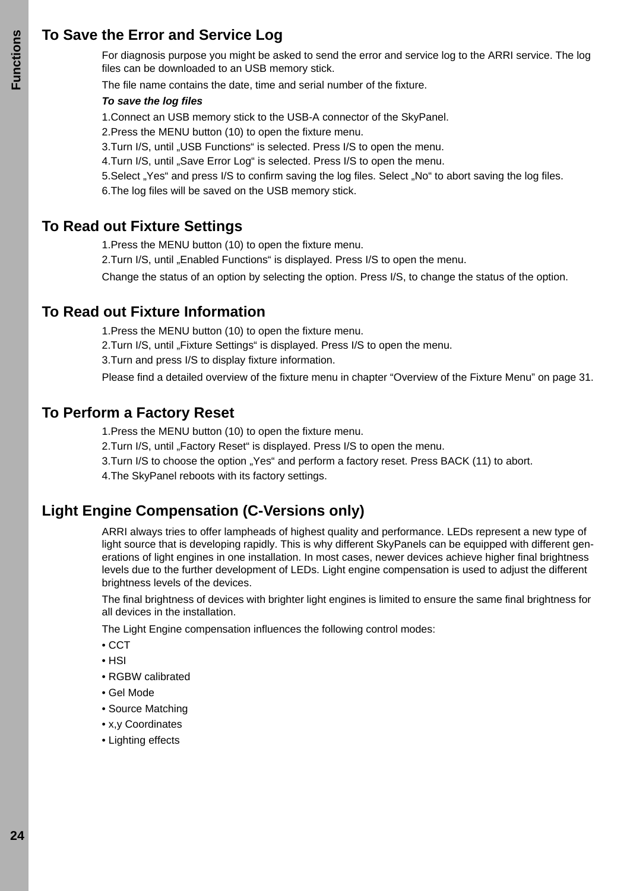## To Save the Error and Service Log

For diagnosis purpose you might be asked to send the error and service log to the ARRI service. The log files can be downloaded to an USB memory stick.

The file name contains the date, time and serial number of the fixture.

***To save the log files***

1.Connect an USB memory stick to the USB-A connector of the SkyPanel.

2.Press the MENU button (10) to open the fixture menu.

3.Turn I/S, until „USB Functions“ is selected. Press I/S to open the menu.

4.Turn I/S, until „Save Error Log“ is selected. Press I/S to open the menu.

5.Select „Yes“ and press I/S to confirm saving the log files. Select „No“ to abort saving the log files.

6.The log files will be saved on the USB memory stick.

## To Read out Fixture Settings

1.Press the MENU button (10) to open the fixture menu.

2.Turn I/S, until „Enabled Functions“ is displayed. Press I/S to open the menu.

Change the status of an option by selecting the option. Press I/S, to change the status of the option.

## To Read out Fixture Information

1.Press the MENU button (10) to open the fixture menu.

2.Turn I/S, until „Fixture Settings“ is displayed. Press I/S to open the menu.

3.Turn and press I/S to display fixture information.

Please find a detailed overview of the fixture menu in chapter “Overview of the Fixture Menu” on page 31.

## To Perform a Factory Reset

1.Press the MENU button (10) to open the fixture menu.

2.Turn I/S, until „Factory Reset“ is displayed. Press I/S to open the menu.

3.Turn I/S to choose the option „Yes“ and perform a factory reset. Press BACK (11) to abort.

4.The SkyPanel reboots with its factory settings.

## Light Engine Compensation (C-Versions only)

ARRI always tries to offer lampheads of highest quality and performance. LEDs represent a new type of light source that is developing rapidly. This is why different SkyPanels can be equipped with different generations of light engines in one installation. In most cases, newer devices achieve higher final brightness levels due to the further development of LEDs. Light engine compensation is used to adjust the different brightness levels of the devices.

The final brightness of devices with brighter light engines is limited to ensure the same final brightness for all devices in the installation.

The Light Engine compensation influences the following control modes:

- CCT
- HSI
- RGBW calibrated
- Gel Mode
- Source Matching
- x,y Coordinates
- Lighting effects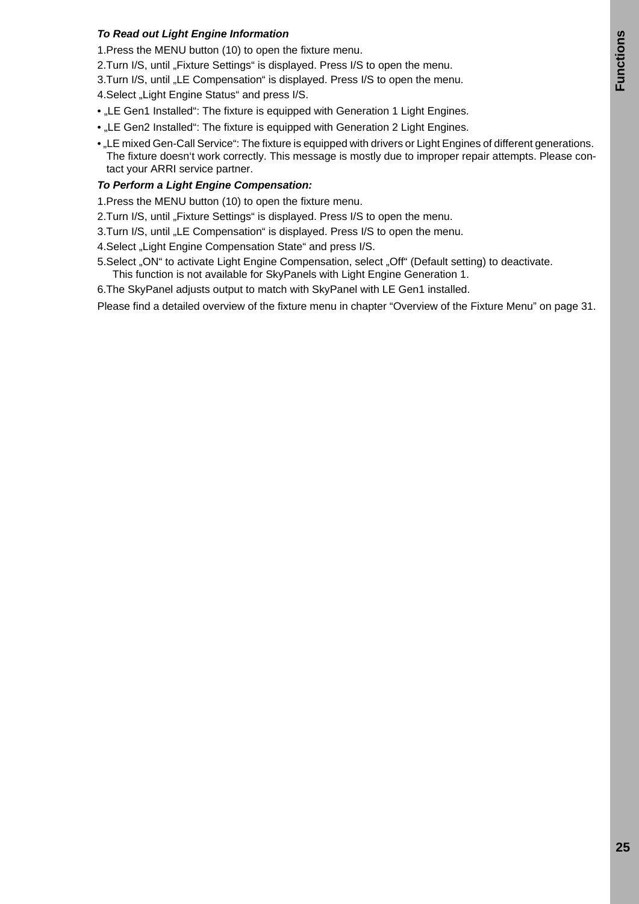***To Read out Light Engine Information***

1. Press the MENU button (10) to open the fixture menu.
2. Turn I/S, until „Fixture Settings“ is displayed. Press I/S to open the menu.
3. Turn I/S, until „LE Compensation“ is displayed. Press I/S to open the menu.
4. Select „Light Engine Status“ and press I/S.

- „LE Gen1 Installed“: The fixture is equipped with Generation 1 Light Engines.
- „LE Gen2 Installed“: The fixture is equipped with Generation 2 Light Engines.
- „LE mixed Gen-Call Service“: The fixture is equipped with drivers or Light Engines of different generations. The fixture doesn‘t work correctly. This message is mostly due to improper repair attempts. Please contact your ARRI service partner.

***To Perform a Light Engine Compensation:***

1. Press the MENU button (10) to open the fixture menu.
2. Turn I/S, until „Fixture Settings“ is displayed. Press I/S to open the menu.
3. Turn I/S, until „LE Compensation“ is displayed. Press I/S to open the menu.
4. Select „Light Engine Compensation State“ and press I/S.
5. Select „ON“ to activate Light Engine Compensation, select „Off“ (Default setting) to deactivate.
   This function is not available for SkyPanels with Light Engine Generation 1.
6. The SkyPanel adjusts output to match with SkyPanel with LE Gen1 installed.

Please find a detailed overview of the fixture menu in chapter “Overview of the Fixture Menu” on page 31.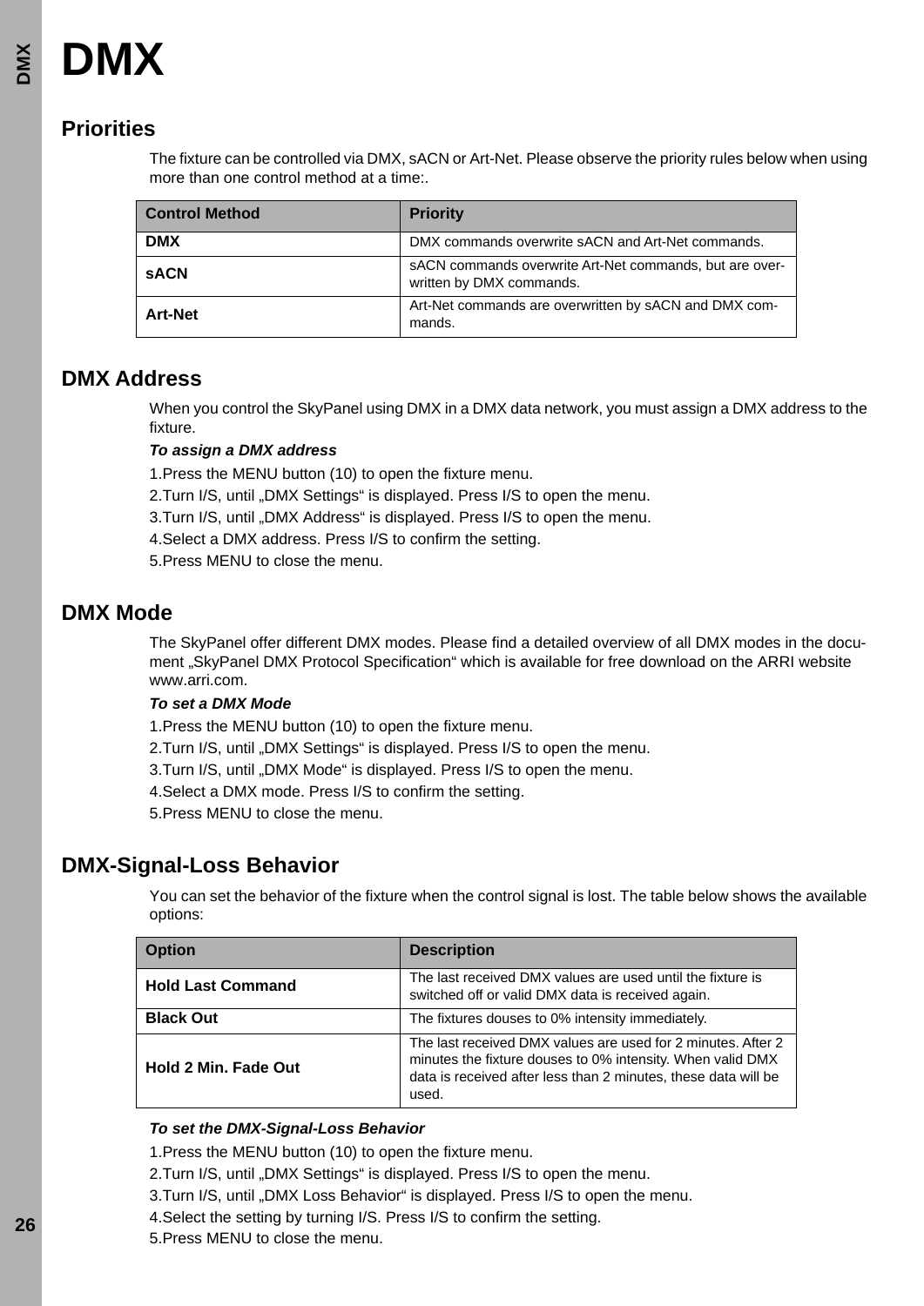# DMX

## Priorities

The fixture can be controlled via DMX, sACN or Art-Net. Please observe the priority rules below when using more than one control method at a time:.

| Control Method | Priority |
|---|---|
| **DMX** | DMX commands overwrite sACN and Art-Net commands. |
| **sACN** | sACN commands overwrite Art-Net commands, but are over-written by DMX commands. |
| **Art-Net** | Art-Net commands are overwritten by sACN and DMX com-mands. |

## DMX Address

When you control the SkyPanel using DMX in a DMX data network, you must assign a DMX address to the fixture.

***To assign a DMX address***

1.Press the MENU button (10) to open the fixture menu.

2.Turn I/S, until „DMX Settings“ is displayed. Press I/S to open the menu.

3.Turn I/S, until „DMX Address“ is displayed. Press I/S to open the menu.

4.Select a DMX address. Press I/S to confirm the setting.

5.Press MENU to close the menu.

## DMX Mode

The SkyPanel offer different DMX modes. Please find a detailed overview of all DMX modes in the docu-ment „SkyPanel DMX Protocol Specification“ which is available for free download on the ARRI website www.arri.com.

***To set a DMX Mode***

1.Press the MENU button (10) to open the fixture menu.

2.Turn I/S, until „DMX Settings“ is displayed. Press I/S to open the menu.

3.Turn I/S, until „DMX Mode“ is displayed. Press I/S to open the menu.

4.Select a DMX mode. Press I/S to confirm the setting.

5.Press MENU to close the menu.

## DMX-Signal-Loss Behavior

You can set the behavior of the fixture when the control signal is lost. The table below shows the available options:

| Option | Description |
|---|---|
| **Hold Last Command** | The last received DMX values are used until the fixture is switched off or valid DMX data is received again. |
| **Black Out** | The fixtures douses to 0% intensity immediately. |
| **Hold 2 Min. Fade Out** | The last received DMX values are used for 2 minutes. After 2 minutes the fixture douses to 0% intensity. When valid DMX data is received after less than 2 minutes, these data will be used. |

***To set the DMX-Signal-Loss Behavior***

1.Press the MENU button (10) to open the fixture menu.

2.Turn I/S, until „DMX Settings“ is displayed. Press I/S to open the menu.

3.Turn I/S, until „DMX Loss Behavior“ is displayed. Press I/S to open the menu.

4.Select the setting by turning I/S. Press I/S to confirm the setting.

5.Press MENU to close the menu.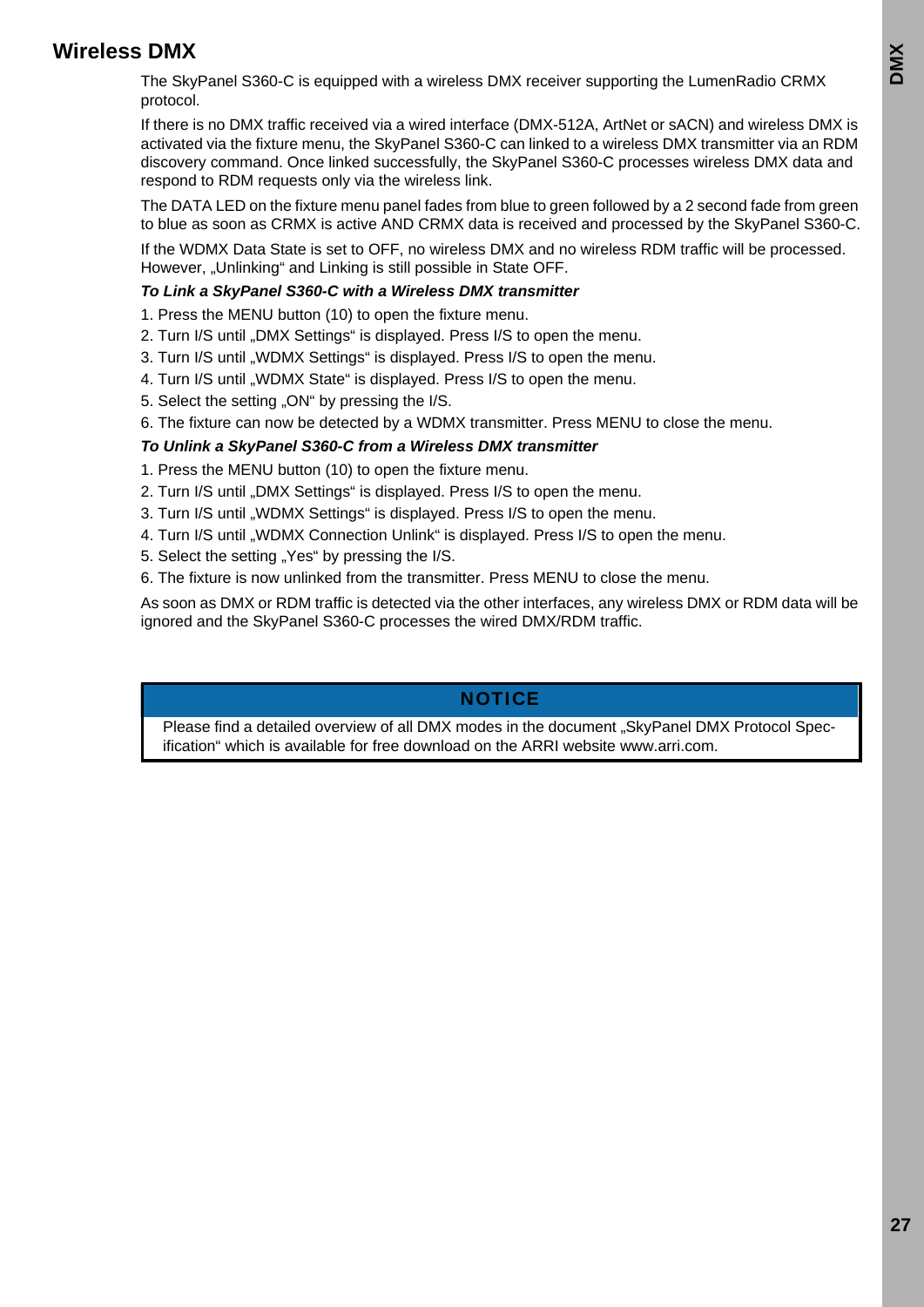## Wireless DMX

The SkyPanel S360-C is equipped with a wireless DMX receiver supporting the LumenRadio CRMX protocol.

If there is no DMX traffic received via a wired interface (DMX-512A, ArtNet or sACN) and wireless DMX is activated via the fixture menu, the SkyPanel S360-C can linked to a wireless DMX transmitter via an RDM discovery command. Once linked successfully, the SkyPanel S360-C processes wireless DMX data and respond to RDM requests only via the wireless link.

The DATA LED on the fixture menu panel fades from blue to green followed by a 2 second fade from green to blue as soon as CRMX is active AND CRMX data is received and processed by the SkyPanel S360-C.

If the WDMX Data State is set to OFF, no wireless DMX and no wireless RDM traffic will be processed. However, „Unlinking“ and Linking is still possible in State OFF.

***To Link a SkyPanel S360-C with a Wireless DMX transmitter***

1. Press the MENU button (10) to open the fixture menu.
2. Turn I/S until „DMX Settings“ is displayed. Press I/S to open the menu.
3. Turn I/S until „WDMX Settings“ is displayed. Press I/S to open the menu.
4. Turn I/S until „WDMX State“ is displayed. Press I/S to open the menu.
5. Select the setting „ON“ by pressing the I/S.
6. The fixture can now be detected by a WDMX transmitter. Press MENU to close the menu.

***To Unlink a SkyPanel S360-C from a Wireless DMX transmitter***

1. Press the MENU button (10) to open the fixture menu.
2. Turn I/S until „DMX Settings“ is displayed. Press I/S to open the menu.
3. Turn I/S until „WDMX Settings“ is displayed. Press I/S to open the menu.
4. Turn I/S until „WDMX Connection Unlink“ is displayed. Press I/S to open the menu.
5. Select the setting „Yes“ by pressing the I/S.
6. The fixture is now unlinked from the transmitter. Press MENU to close the menu.

As soon as DMX or RDM traffic is detected via the other interfaces, any wireless DMX or RDM data will be ignored and the SkyPanel S360-C processes the wired DMX/RDM traffic.

**NOTICE**

Please find a detailed overview of all DMX modes in the document „SkyPanel DMX Protocol Specification“ which is available for free download on the ARRI website www.arri.com.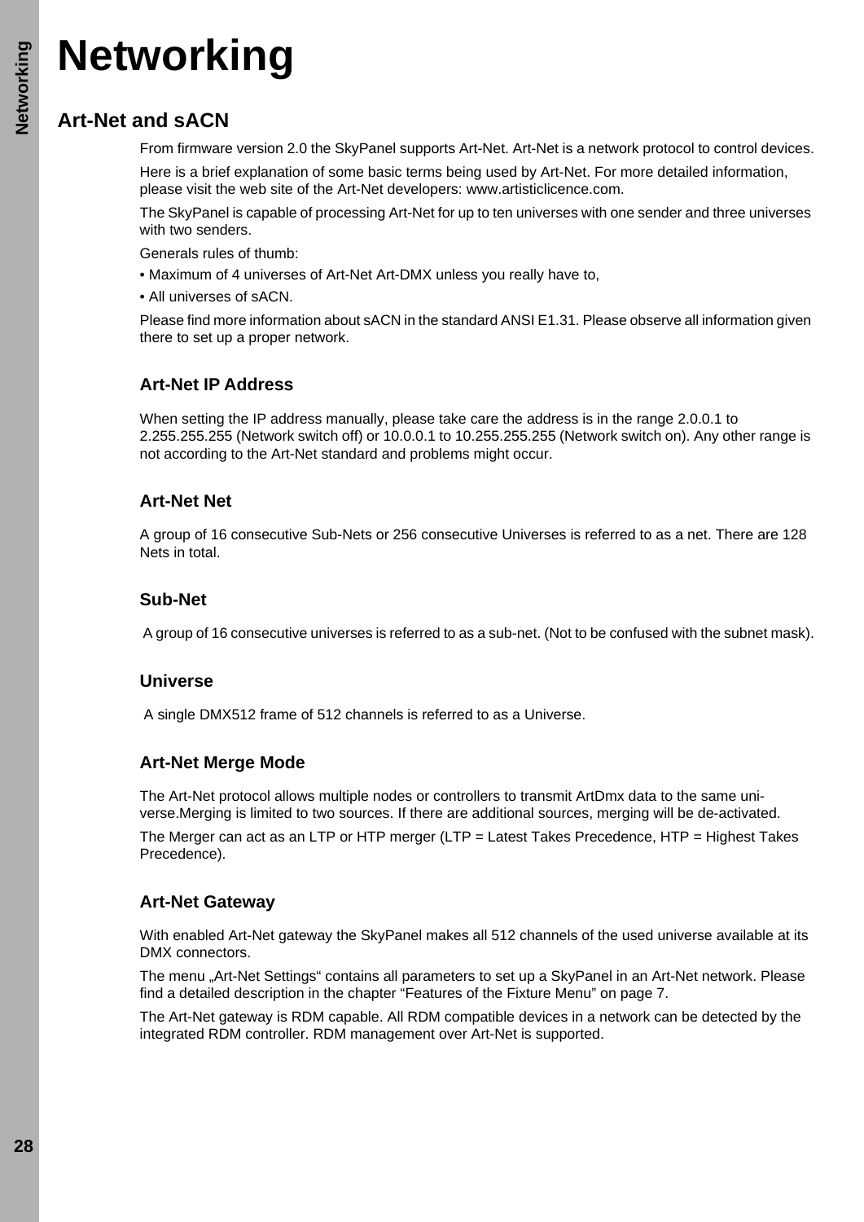# Networking

## Art-Net and sACN

From firmware version 2.0 the SkyPanel supports Art-Net. Art-Net is a network protocol to control devices.

Here is a brief explanation of some basic terms being used by Art-Net. For more detailed information, please visit the web site of the Art-Net developers: www.artisticlicence.com.

The SkyPanel is capable of processing Art-Net for up to ten universes with one sender and three universes with two senders.

Generals rules of thumb:

• Maximum of 4 universes of Art-Net Art-DMX unless you really have to,

• All universes of sACN.

Please find more information about sACN in the standard ANSI E1.31. Please observe all information given there to set up a proper network.

### Art-Net IP Address

When setting the IP address manually, please take care the address is in the range 2.0.0.1 to 2.255.255.255 (Network switch off) or 10.0.0.1 to 10.255.255.255 (Network switch on). Any other range is not according to the Art-Net standard and problems might occur.

### Art-Net Net

A group of 16 consecutive Sub-Nets or 256 consecutive Universes is referred to as a net. There are 128 Nets in total.

### Sub-Net

A group of 16 consecutive universes is referred to as a sub-net. (Not to be confused with the subnet mask).

### Universe

A single DMX512 frame of 512 channels is referred to as a Universe.

### Art-Net Merge Mode

The Art-Net protocol allows multiple nodes or controllers to transmit ArtDmx data to the same universe.Merging is limited to two sources. If there are additional sources, merging will be de-activated.

The Merger can act as an LTP or HTP merger (LTP = Latest Takes Precedence, HTP = Highest Takes Precedence).

### Art-Net Gateway

With enabled Art-Net gateway the SkyPanel makes all 512 channels of the used universe available at its DMX connectors.

The menu „Art-Net Settings“ contains all parameters to set up a SkyPanel in an Art-Net network. Please find a detailed description in the chapter “Features of the Fixture Menu” on page 7.

The Art-Net gateway is RDM capable. All RDM compatible devices in a network can be detected by the integrated RDM controller. RDM management over Art-Net is supported.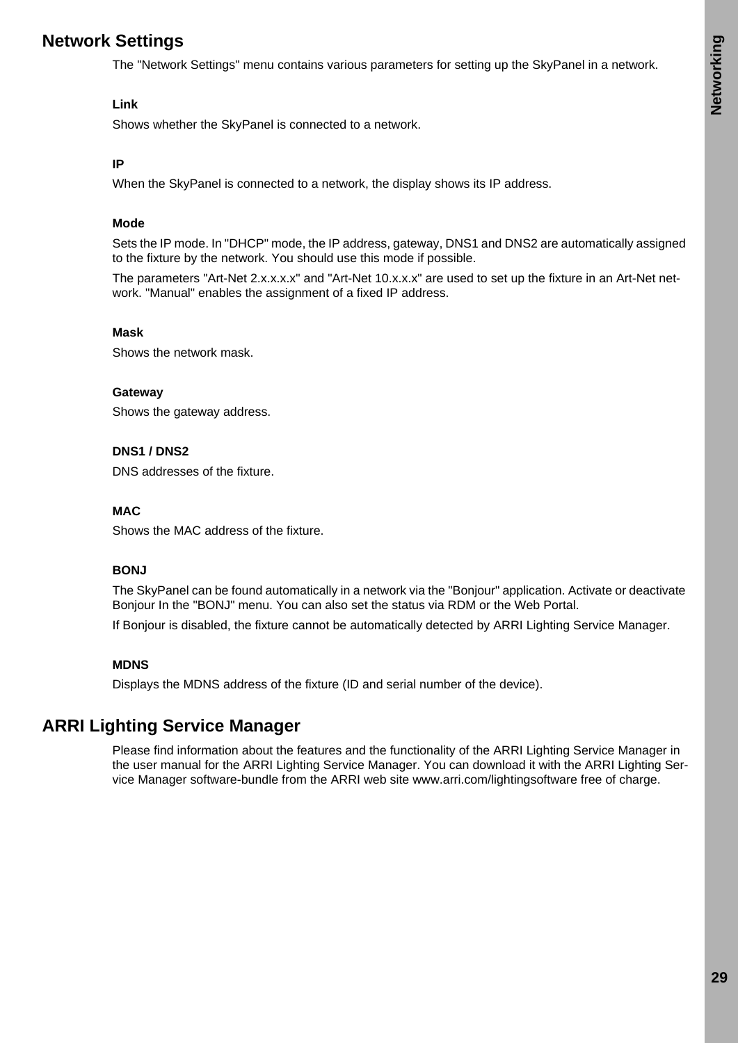## Network Settings

The "Network Settings" menu contains various parameters for setting up the SkyPanel in a network.

**Link**

Shows whether the SkyPanel is connected to a network.

**IP**

When the SkyPanel is connected to a network, the display shows its IP address.

**Mode**

Sets the IP mode. In "DHCP" mode, the IP address, gateway, DNS1 and DNS2 are automatically assigned to the fixture by the network. You should use this mode if possible.

The parameters "Art-Net 2.x.x.x.x" and "Art-Net 10.x.x.x" are used to set up the fixture in an Art-Net network. "Manual" enables the assignment of a fixed IP address.

**Mask**

Shows the network mask.

**Gateway**

Shows the gateway address.

**DNS1 / DNS2**

DNS addresses of the fixture.

**MAC**

Shows the MAC address of the fixture.

**BONJ**

The SkyPanel can be found automatically in a network via the "Bonjour" application. Activate or deactivate Bonjour In the "BONJ" menu. You can also set the status via RDM or the Web Portal.

If Bonjour is disabled, the fixture cannot be automatically detected by ARRI Lighting Service Manager.

**MDNS**

Displays the MDNS address of the fixture (ID and serial number of the device).

## ARRI Lighting Service Manager

Please find information about the features and the functionality of the ARRI Lighting Service Manager in the user manual for the ARRI Lighting Service Manager. You can download it with the ARRI Lighting Service Manager software-bundle from the ARRI web site www.arri.com/lightingsoftware free of charge.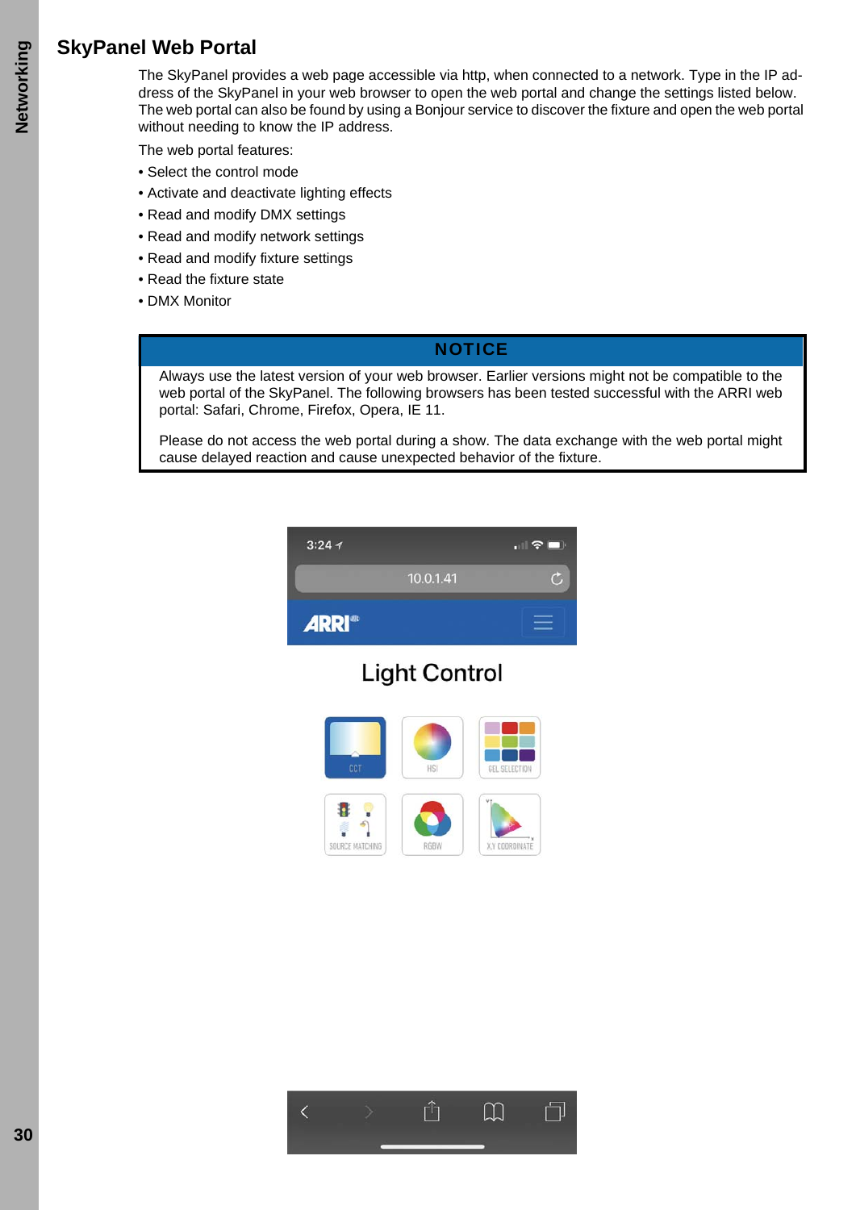## SkyPanel Web Portal

The SkyPanel provides a web page accessible via http, when connected to a network. Type in the IP address of the SkyPanel in your web browser to open the web portal and change the settings listed below. The web portal can also be found by using a Bonjour service to discover the fixture and open the web portal without needing to know the IP address.

The web portal features:

- Select the control mode
- Activate and deactivate lighting effects
- Read and modify DMX settings
- Read and modify network settings
- Read and modify fixture settings
- Read the fixture state
- DMX Monitor

| NOTICE |
|---|
| Always use the latest version of your web browser. Earlier versions might not be compatible to the web portal of the SkyPanel. The following browsers has been tested successful with the ARRI web portal: Safari, Chrome, Firefox, Opera, IE 11.<br><br>Please do not access the web portal during a show. The data exchange with the web portal might cause delayed reaction and cause unexpected behavior of the fixture. |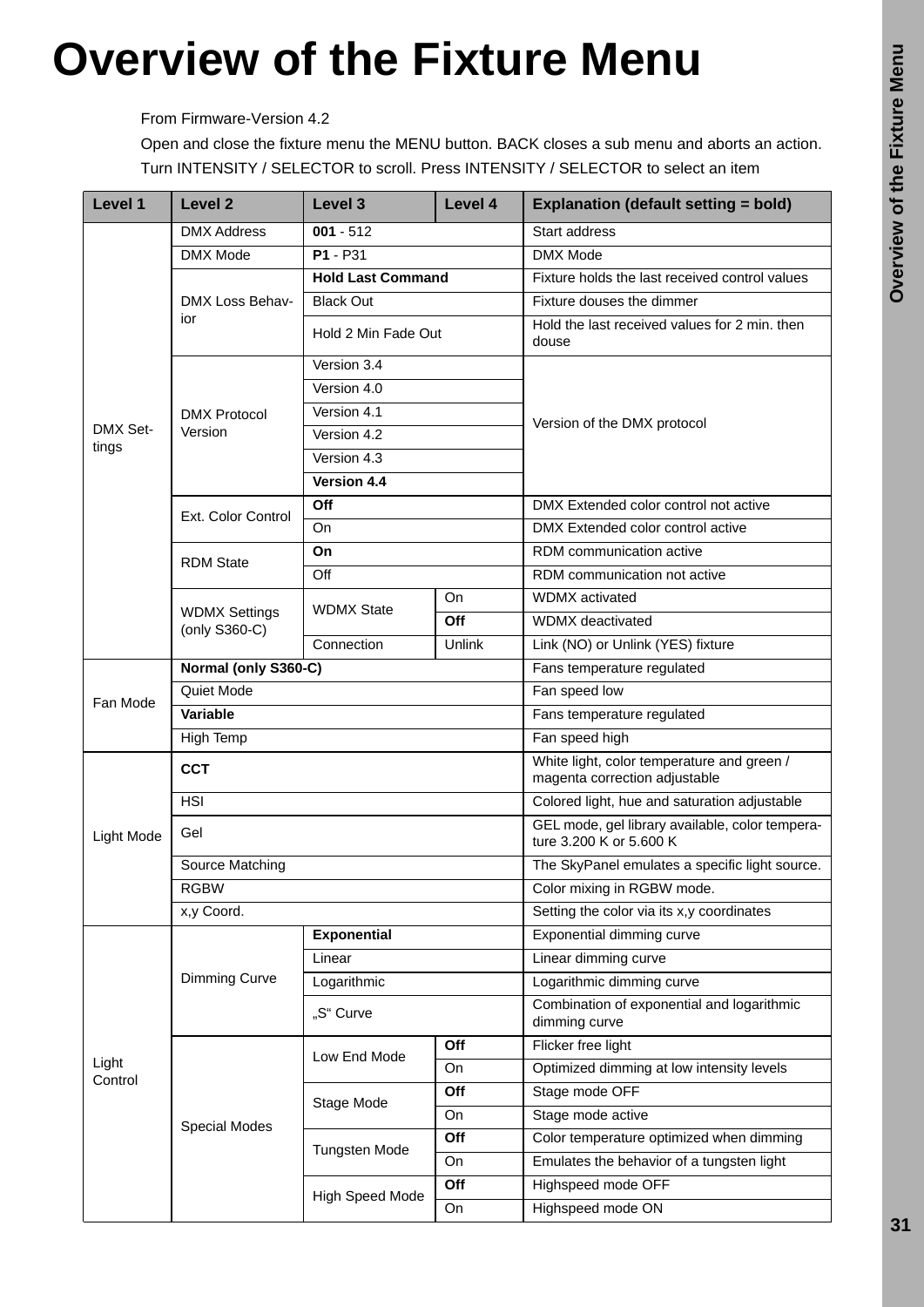# Overview of the Fixture Menu

From Firmware-Version 4.2

Open and close the fixture menu the MENU button. BACK closes a sub menu and aborts an action. Turn INTENSITY / SELECTOR to scroll. Press INTENSITY / SELECTOR to select an item

| Level 1 | Level 2 | Level 3 | Level 4 | Explanation (default setting = bold) |
|---|---|---|---|---|
| DMX Settings | DMX Address | **001** - 512 | | Start address |
| | DMX Mode | **P1** - P31 | | DMX Mode |
| | DMX Loss Behavior | **Hold Last Command** | | Fixture holds the last received control values |
| | | Black Out | | Fixture douses the dimmer |
| | | Hold 2 Min Fade Out | | Hold the last received values for 2 min. then douse |
| | DMX Protocol Version | Version 3.4 | | Version of the DMX protocol |
| | | Version 4.0 | | |
| | | Version 4.1 | | |
| | | Version 4.2 | | |
| | | Version 4.3 | | |
| | | **Version 4.4** | | |
| | Ext. Color Control | **Off** | | DMX Extended color control not active |
| | | On | | DMX Extended color control active |
| | RDM State | **On** | | RDM communication active |
| | | Off | | RDM communication not active |
| | WDMX Settings (only S360-C) | WDMX State | On | WDMX activated |
| | | | **Off** | WDMX deactivated |
| | | Connection | Unlink | Link (NO) or Unlink (YES) fixture |
| Fan Mode | **Normal (only S360-C)** | | | Fans temperature regulated |
| | Quiet Mode | | | Fan speed low |
| | **Variable** | | | Fans temperature regulated |
| | High Temp | | | Fan speed high |
| Light Mode | **CCT** | | | White light, color temperature and green / magenta correction adjustable |
| | HSI | | | Colored light, hue and saturation adjustable |
| | Gel | | | GEL mode, gel library available, color temperature 3.200 K or 5.600 K |
| | Source Matching | | | The SkyPanel emulates a specific light source. |
| | RGBW | | | Color mixing in RGBW mode. |
| | x,y Coord. | | | Setting the color via its x,y coordinates |
| Light Control | Dimming Curve | **Exponential** | | Exponential dimming curve |
| | | Linear | | Linear dimming curve |
| | | Logarithmic | | Logarithmic dimming curve |
| | | „S" Curve | | Combination of exponential and logarithmic dimming curve |
| | Special Modes | Low End Mode | **Off** | Flicker free light |
| | | | On | Optimized dimming at low intensity levels |
| | | Stage Mode | **Off** | Stage mode OFF |
| | | | On | Stage mode active |
| | | Tungsten Mode | **Off** | Color temperature optimized when dimming |
| | | | On | Emulates the behavior of a tungsten light |
| | | High Speed Mode | **Off** | Highspeed mode OFF |
| | | | On | Highspeed mode ON |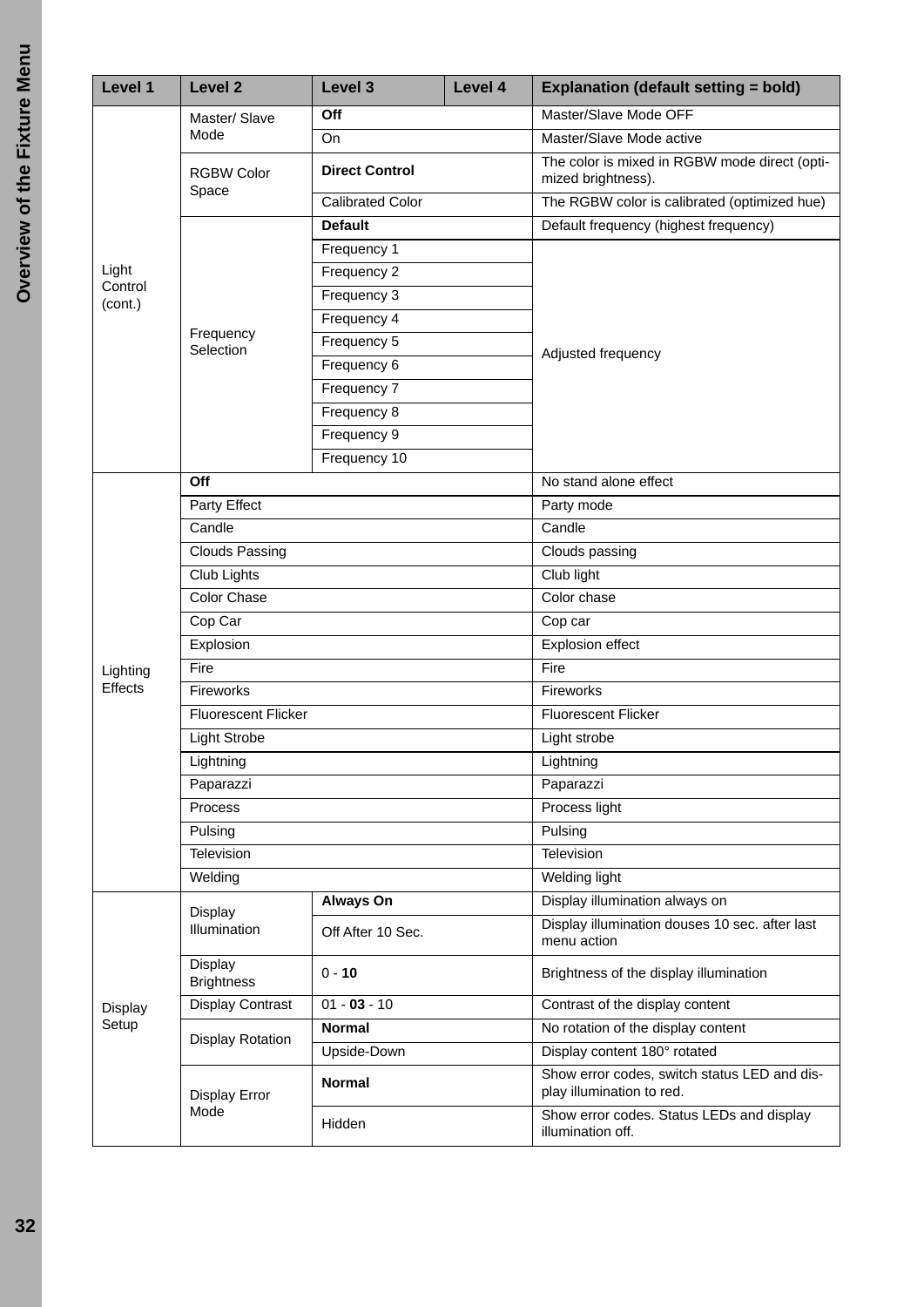| Level 1 | Level 2 | Level 3 | Level 4 | Explanation (default setting = bold) |
|---|---|---|---|---|
| Light Control (cont.) | Master/ Slave Mode | **Off** | | Master/Slave Mode OFF |
| | | On | | Master/Slave Mode active |
| | RGBW Color Space | **Direct Control** | | The color is mixed in RGBW mode direct (optimized brightness). |
| | | Calibrated Color | | The RGBW color is calibrated (optimized hue) |
| | Frequency Selection | **Default** | | Default frequency (highest frequency) |
| | | Frequency 1 | | Adjusted frequency |
| | | Frequency 2 | | |
| | | Frequency 3 | | |
| | | Frequency 4 | | |
| | | Frequency 5 | | |
| | | Frequency 6 | | |
| | | Frequency 7 | | |
| | | Frequency 8 | | |
| | | Frequency 9 | | |
| | | Frequency 10 | | |
| Lighting Effects | **Off** | | | No stand alone effect |
| | Party Effect | | | Party mode |
| | Candle | | | Candle |
| | Clouds Passing | | | Clouds passing |
| | Club Lights | | | Club light |
| | Color Chase | | | Color chase |
| | Cop Car | | | Cop car |
| | Explosion | | | Explosion effect |
| | Fire | | | Fire |
| | Fireworks | | | Fireworks |
| | Fluorescent Flicker | | | Fluorescent Flicker |
| | Light Strobe | | | Light strobe |
| | Lightning | | | Lightning |
| | Paparazzi | | | Paparazzi |
| | Process | | | Process light |
| | Pulsing | | | Pulsing |
| | Television | | | Television |
| | Welding | | | Welding light |
| Display Setup | Display Illumination | **Always On** | | Display illumination always on |
| | | Off After 10 Sec. | | Display illumination douses 10 sec. after last menu action |
| | Display Brightness | 0 - **10** | | Brightness of the display illumination |
| | Display Contrast | 01 - **03** - 10 | | Contrast of the display content |
| | Display Rotation | **Normal** | | No rotation of the display content |
| | | Upside-Down | | Display content 180° rotated |
| | Display Error Mode | **Normal** | | Show error codes, switch status LED and display illumination to red. |
| | | Hidden | | Show error codes. Status LEDs and display illumination off. |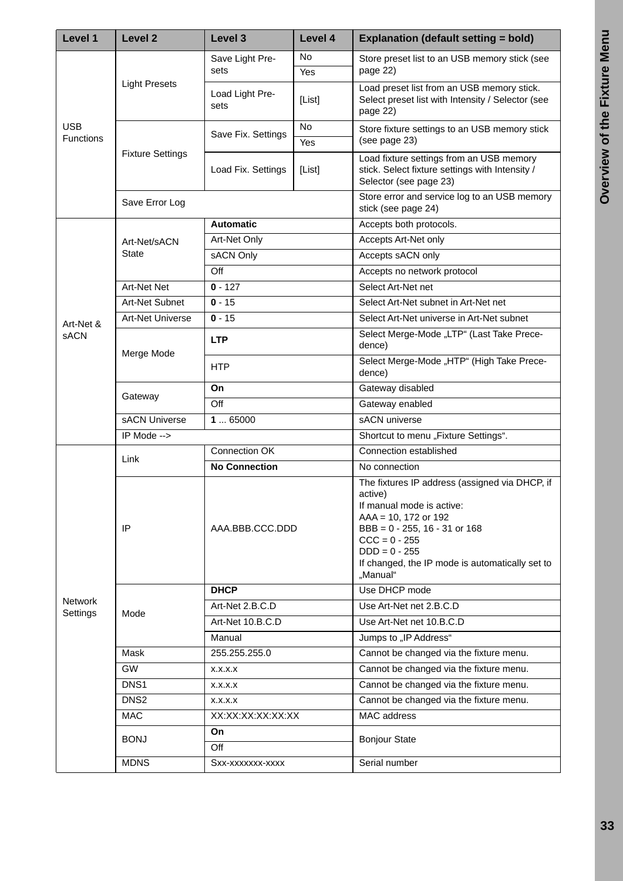| Level 1 | Level 2 | Level 3 | Level 4 | Explanation (default setting = bold) |
|---|---|---|---|---|
| USB Functions | Light Presets | Save Light Presets | No | Store preset list to an USB memory stick (see page 22) |
| | | | Yes | |
| | | Load Light Presets | [List] | Load preset list from an USB memory stick. Select preset list with Intensity / Selector (see page 22) |
| | Fixture Settings | Save Fix. Settings | No | Store fixture settings to an USB memory stick (see page 23) |
| | | | Yes | |
| | | Load Fix. Settings | [List] | Load fixture settings from an USB memory stick. Select fixture settings with Intensity / Selector (see page 23) |
| | Save Error Log | | | Store error and service log to an USB memory stick (see page 24) |
| Art-Net & sACN | Art-Net/sACN State | **Automatic** | | Accepts both protocols. |
| | | Art-Net Only | | Accepts Art-Net only |
| | | sACN Only | | Accepts sACN only |
| | | Off | | Accepts no network protocol |
| | Art-Net Net | **0** - 127 | | Select Art-Net net |
| | Art-Net Subnet | **0** - 15 | | Select Art-Net subnet in Art-Net net |
| | Art-Net Universe | **0** - 15 | | Select Art-Net universe in Art-Net subnet |
| | Merge Mode | **LTP** | | Select Merge-Mode „LTP" (Last Take Precedence) |
| | | HTP | | Select Merge-Mode „HTP" (High Take Precedence) |
| | Gateway | **On** | | Gateway disabled |
| | | Off | | Gateway enabled |
| | sACN Universe | **1** ... 65000 | | sACN universe |
| | IP Mode --> | | | Shortcut to menu „Fixture Settings". |
| Network Settings | Link | Connection OK | | Connection established |
| | | **No Connection** | | No connection |
| | IP | AAA.BBB.CCC.DDD | | The fixtures IP address (assigned via DHCP, if active)<br>If manual mode is active:<br>AAA = 10, 172 or 192<br>BBB = 0 - 255, 16 - 31 or 168<br>CCC = 0 - 255<br>DDD = 0 - 255<br>If changed, the IP mode is automatically set to „Manual" |
| | Mode | **DHCP** | | Use DHCP mode |
| | | Art-Net 2.B.C.D | | Use Art-Net net 2.B.C.D |
| | | Art-Net 10.B.C.D | | Use Art-Net net 10.B.C.D |
| | | Manual | | Jumps to „IP Address" |
| | Mask | 255.255.255.0 | | Cannot be changed via the fixture menu. |
| | GW | x.x.x.x | | Cannot be changed via the fixture menu. |
| | DNS1 | x.x.x.x | | Cannot be changed via the fixture menu. |
| | DNS2 | x.x.x.x | | Cannot be changed via the fixture menu. |
| | MAC | XX:XX:XX:XX:XX:XX | | MAC address |
| | BONJ | **On** | | Bonjour State |
| | | Off | | |
| | MDNS | Sxx-xxxxxxx-xxxx | | Serial number |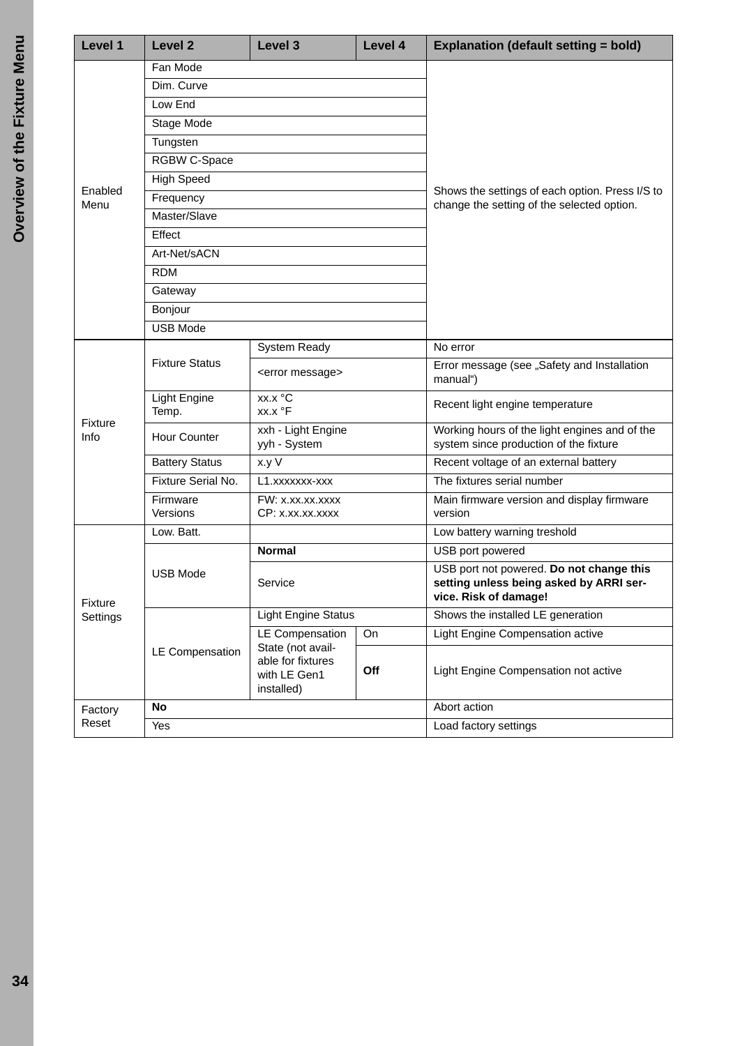| Level 1 | Level 2 | Level 3 | Level 4 | Explanation (default setting = bold) |
|---|---|---|---|---|
| Enabled Menu | Fan Mode | | | Shows the settings of each option. Press I/S to change the setting of the selected option. |
| | Dim. Curve | | | |
| | Low End | | | |
| | Stage Mode | | | |
| | Tungsten | | | |
| | RGBW C-Space | | | |
| | High Speed | | | |
| | Frequency | | | |
| | Master/Slave | | | |
| | Effect | | | |
| | Art-Net/sACN | | | |
| | RDM | | | |
| | Gateway | | | |
| | Bonjour | | | |
| | USB Mode | | | |
| Fixture Info | Fixture Status | System Ready | | No error |
| | | <error message> | | Error message (see „Safety and Installation manual“) |
| | Light Engine Temp. | xx.x °C<br>xx.x °F | | Recent light engine temperature |
| | Hour Counter | xxh - Light Engine<br>yyh - System | | Working hours of the light engines and of the system since production of the fixture |
| | Battery Status | x.y V | | Recent voltage of an external battery |
| | Fixture Serial No. | L1.xxxxxxx-xxx | | The fixtures serial number |
| | Firmware Versions | FW: x.xx.xx.xxxx<br>CP: x.xx.xx.xxxx | | Main firmware version and display firmware version |
| Fixture Settings | Low. Batt. | | | Low battery warning treshold |
| | USB Mode | **Normal** | | USB port powered |
| | | Service | | USB port not powered. **Do not change this setting unless being asked by ARRI service. Risk of damage!** |
| | LE Compensation | Light Engine Status | | Shows the installed LE generation |
| | | LE Compensation State (not available for fixtures with LE Gen1 installed) | On | Light Engine Compensation active |
| | | | **Off** | Light Engine Compensation not active |
| Factory Reset | **No** | | | Abort action |
| | Yes | | | Load factory settings |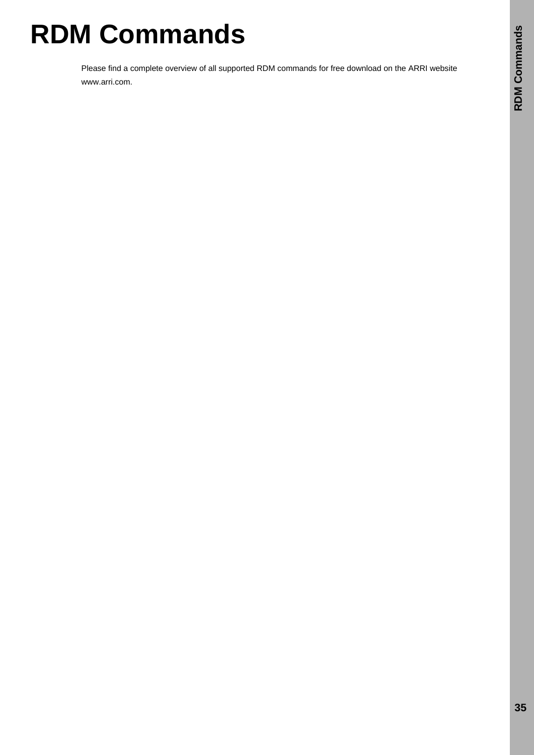# RDM Commands

Please find a complete overview of all supported RDM commands for free download on the ARRI website www.arri.com.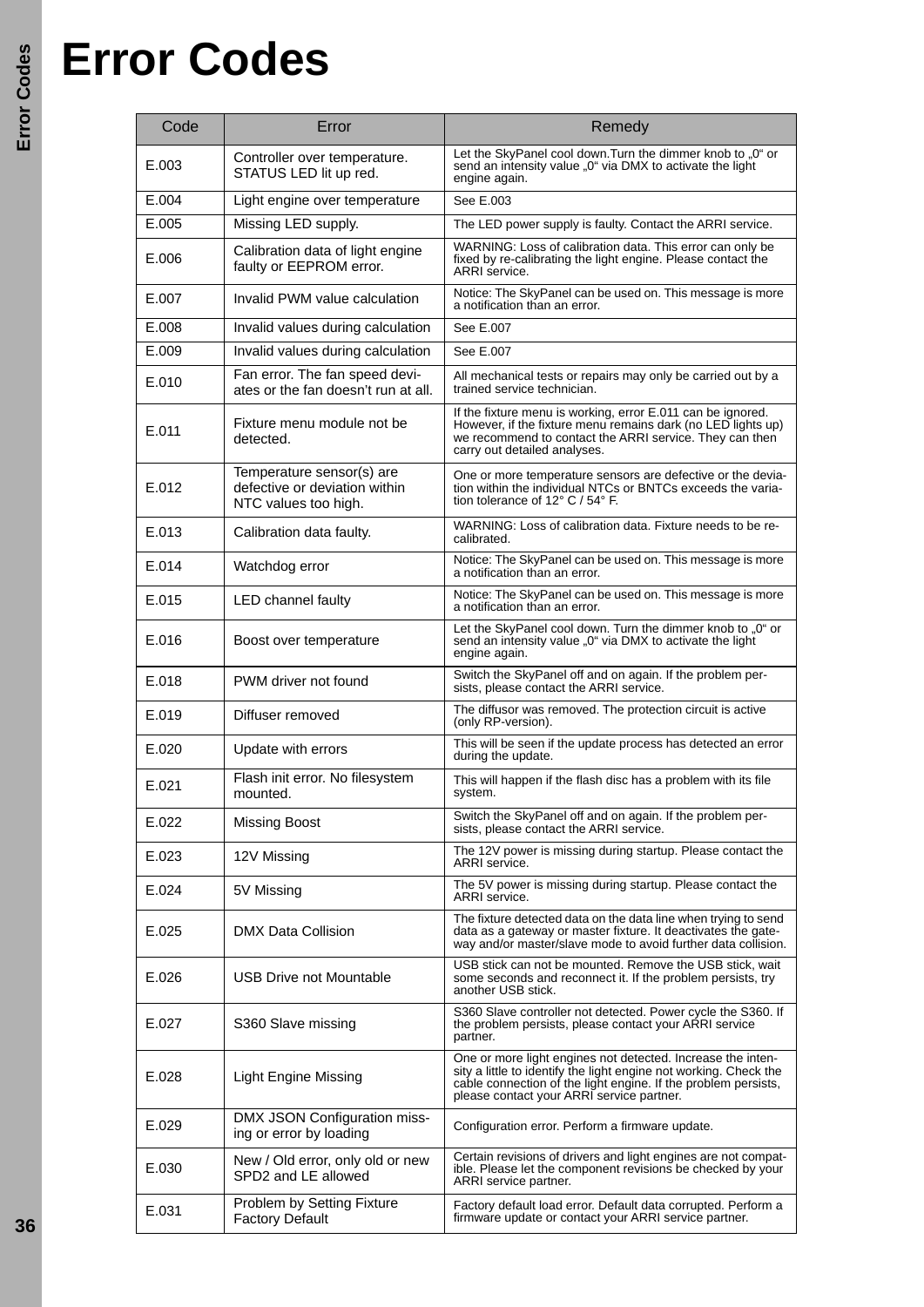# Error Codes

| Code | Error | Remedy |
|---|---|---|
| E.003 | Controller over temperature. STATUS LED lit up red. | Let the SkyPanel cool down.Turn the dimmer knob to „0“ or send an intensity value „0“ via DMX to activate the light engine again. |
| E.004 | Light engine over temperature | See E.003 |
| E.005 | Missing LED supply. | The LED power supply is faulty. Contact the ARRI service. |
| E.006 | Calibration data of light engine faulty or EEPROM error. | WARNING: Loss of calibration data. This error can only be fixed by re-calibrating the light engine. Please contact the ARRI service. |
| E.007 | Invalid PWM value calculation | Notice: The SkyPanel can be used on. This message is more a notification than an error. |
| E.008 | Invalid values during calculation | See E.007 |
| E.009 | Invalid values during calculation | See E.007 |
| E.010 | Fan error. The fan speed deviates or the fan doesn't run at all. | All mechanical tests or repairs may only be carried out by a trained service technician. |
| E.011 | Fixture menu module not be detected. | If the fixture menu is working, error E.011 can be ignored. However, if the fixture menu remains dark (no LED lights up) we recommend to contact the ARRI service. They can then carry out detailed analyses. |
| E.012 | Temperature sensor(s) are defective or deviation within NTC values too high. | One or more temperature sensors are defective or the deviation within the individual NTCs or BNTCs exceeds the variation tolerance of 12° C / 54° F. |
| E.013 | Calibration data faulty. | WARNING: Loss of calibration data. Fixture needs to be re-calibrated. |
| E.014 | Watchdog error | Notice: The SkyPanel can be used on. This message is more a notification than an error. |
| E.015 | LED channel faulty | Notice: The SkyPanel can be used on. This message is more a notification than an error. |
| E.016 | Boost over temperature | Let the SkyPanel cool down. Turn the dimmer knob to „0“ or send an intensity value „0“ via DMX to activate the light engine again. |
| E.018 | PWM driver not found | Switch the SkyPanel off and on again. If the problem persists, please contact the ARRI service. |
| E.019 | Diffuser removed | The diffusor was removed. The protection circuit is active (only RP-version). |
| E.020 | Update with errors | This will be seen if the update process has detected an error during the update. |
| E.021 | Flash init error. No filesystem mounted. | This will happen if the flash disc has a problem with its file system. |
| E.022 | Missing Boost | Switch the SkyPanel off and on again. If the problem persists, please contact the ARRI service. |
| E.023 | 12V Missing | The 12V power is missing during startup. Please contact the ARRI service. |
| E.024 | 5V Missing | The 5V power is missing during startup. Please contact the ARRI service. |
| E.025 | DMX Data Collision | The fixture detected data on the data line when trying to send data as a gateway or master fixture. It deactivates the gateway and/or master/slave mode to avoid further data collision. |
| E.026 | USB Drive not Mountable | USB stick can not be mounted. Remove the USB stick, wait some seconds and reconnect it. If the problem persists, try another USB stick. |
| E.027 | S360 Slave missing | S360 Slave controller not detected. Power cycle the S360. If the problem persists, please contact your ARRI service partner. |
| E.028 | Light Engine Missing | One or more light engines not detected. Increase the intensity a little to identify the light engine not working. Check the cable connection of the light engine. If the problem persists, please contact your ARRI service partner. |
| E.029 | DMX JSON Configuration missing or error by loading | Configuration error. Perform a firmware update. |
| E.030 | New / Old error, only old or new SPD2 and LE allowed | Certain revisions of drivers and light engines are not compatible. Please let the component revisions be checked by your ARRI service partner. |
| E.031 | Problem by Setting Fixture Factory Default | Factory default load error. Default data corrupted. Perform a firmware update or contact your ARRI service partner. |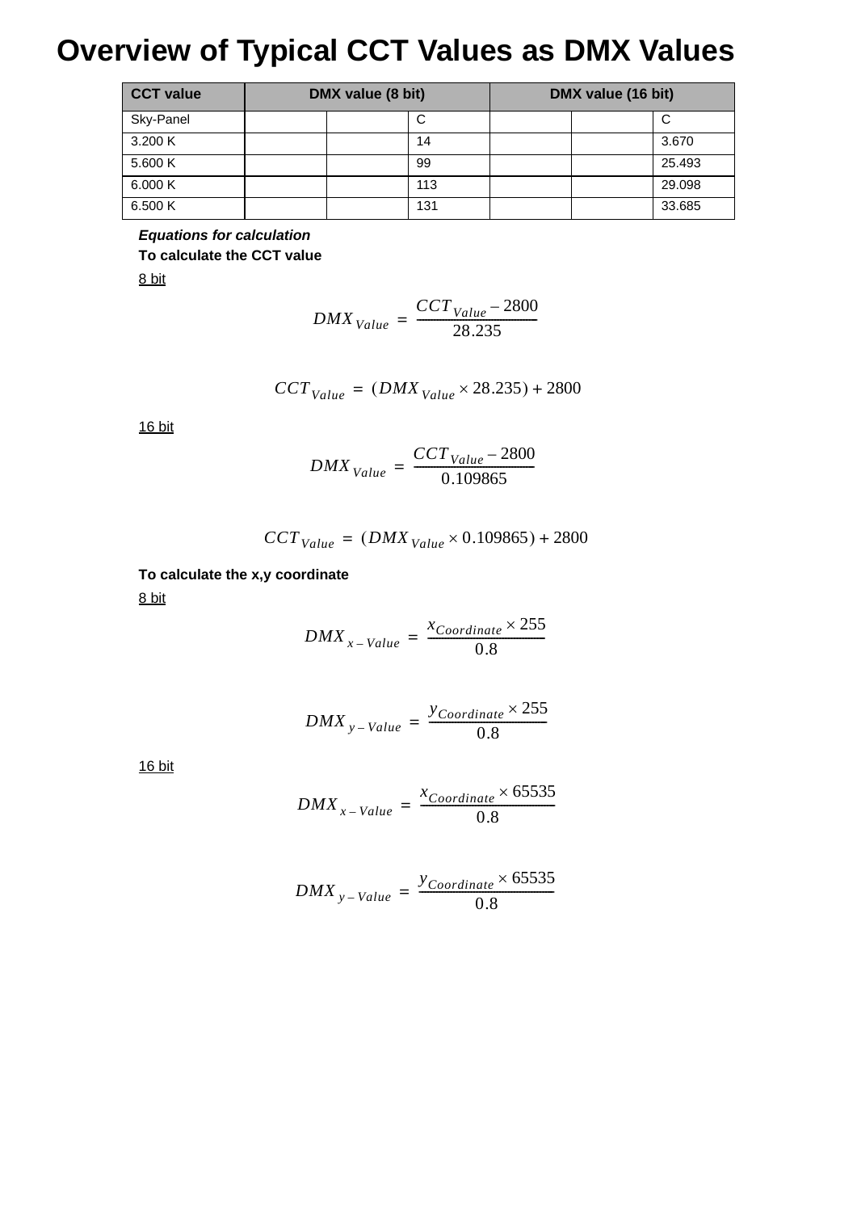# Overview of Typical CCT Values as DMX Values

| CCT value | DMX value (8 bit) | | | DMX value (16 bit) | | |
|---|---|---|---|---|---|---|
| Sky-Panel | | | C | | | C |
| 3.200 K | | | 14 | | | 3.670 |
| 5.600 K | | | 99 | | | 25.493 |
| 6.000 K | | | 113 | | | 29.098 |
| 6.500 K | | | 131 | | | 33.685 |

***Equations for calculation***

**To calculate the CCT value**

8 bit

$$DMX_{Value} = \frac{CCT_{Value} - 2800}{28.235}$$

$$CCT_{Value} = (DMX_{Value} \times 28.235) + 2800$$

16 bit

$$DMX_{Value} = \frac{CCT_{Value} - 2800}{0.109865}$$

$$CCT_{Value} = (DMX_{Value} \times 0.109865) + 2800$$

**To calculate the x,y coordinate**

8 bit

$$DMX_{x-Value} = \frac{x_{Coordinate} \times 255}{0.8}$$

$$DMX_{y-Value} = \frac{y_{Coordinate} \times 255}{0.8}$$

16 bit

$$DMX_{x-Value} = \frac{x_{Coordinate} \times 65535}{0.8}$$

$$DMX_{y-Value} = \frac{y_{Coordinate} \times 65535}{0.8}$$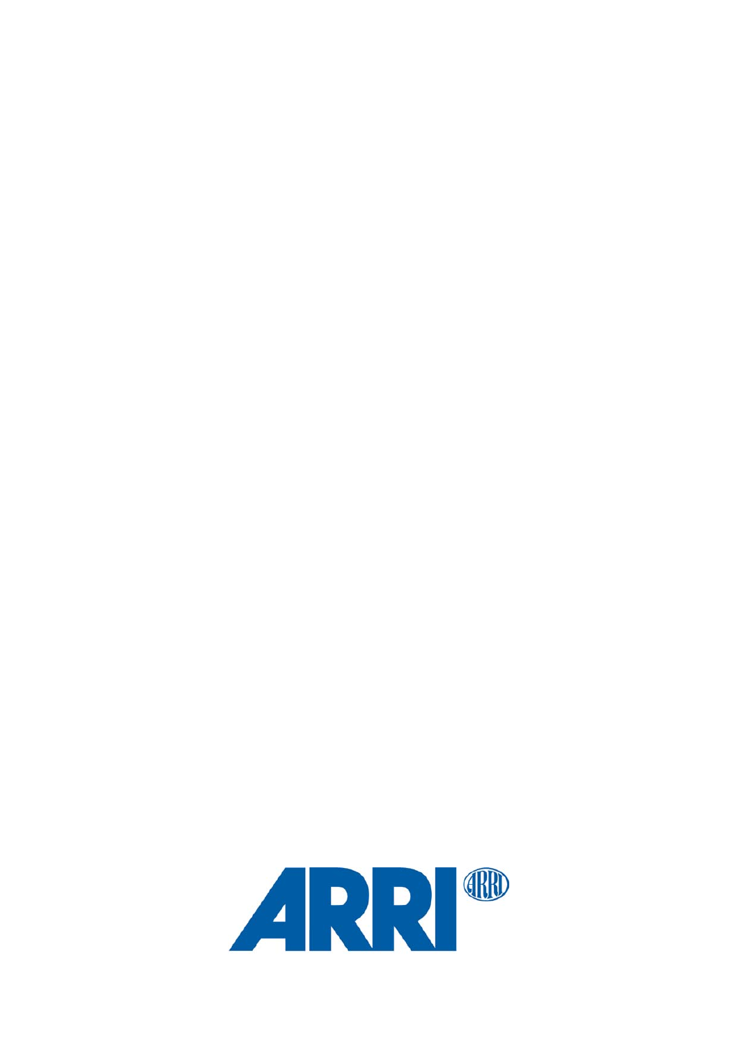ARRI